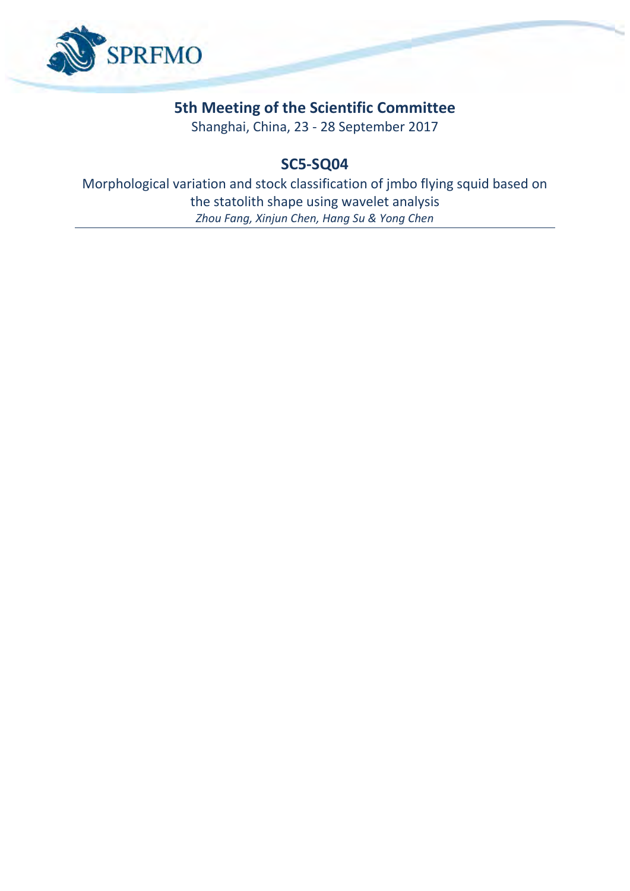SPRFMO

# 5th Meeting of the Scientific Committee

Shanghai, China, 23 - 28 September 2017

## SC5-SQ04

Morphological variation and stock classification of jmbo flying squid based on the statolith shape using wavelet analysis

*Zhou Fang, Xinjun Chen, Hang Su & Yong Chen*

---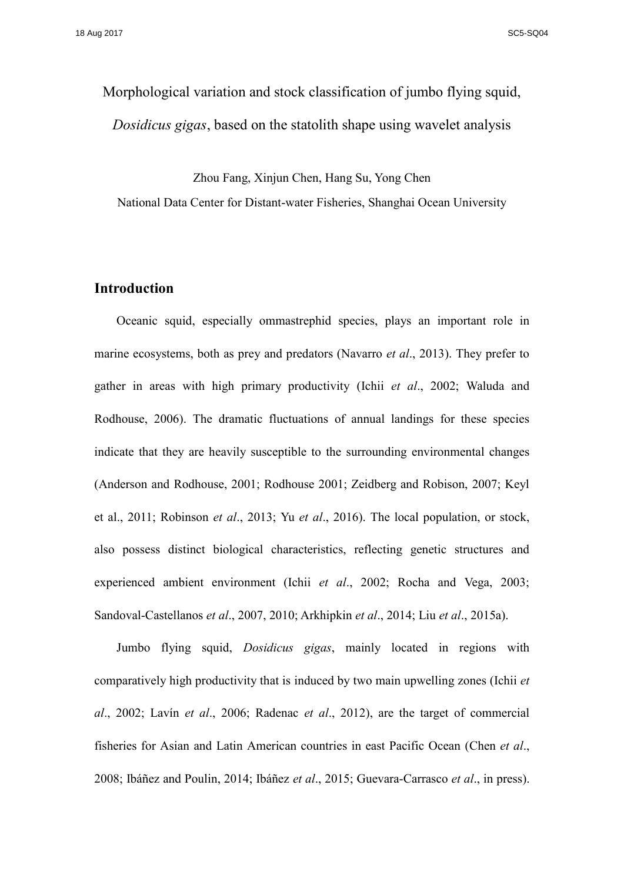Morphological variation and stock classification of jumbo flying squid, *Dosidicus gigas*, based on the statolith shape using wavelet analysis

Zhou Fang, Xinjun Chen, Hang Su, Yong Chen

National Data Center for Distant-water Fisheries, Shanghai Ocean University

## Introduction

Oceanic squid, especially ommastrephid species, plays an important role in marine ecosystems, both as prey and predators (Navarro *et al*., 2013). They prefer to gather in areas with high primary productivity (Ichii *et al*., 2002; Waluda and Rodhouse, 2006). The dramatic fluctuations of annual landings for these species indicate that they are heavily susceptible to the surrounding environmental changes (Anderson and Rodhouse, 2001; Rodhouse 2001; Zeidberg and Robison, 2007; Keyl et al., 2011; Robinson *et al*., 2013; Yu *et al*., 2016). The local population, or stock, also possess distinct biological characteristics, reflecting genetic structures and experienced ambient environment (Ichii *et al*., 2002; Rocha and Vega, 2003; Sandoval-Castellanos *et al*., 2007, 2010; Arkhipkin *et al*., 2014; Liu *et al*., 2015a).

Jumbo flying squid, *Dosidicus gigas*, mainly located in regions with comparatively high productivity that is induced by two main upwelling zones (Ichii *et al*., 2002; Lavín *et al*., 2006; Radenac *et al*., 2012), are the target of commercial fisheries for Asian and Latin American countries in east Pacific Ocean (Chen *et al*., 2008; Ibáñez and Poulin, 2014; Ibáñez *et al*., 2015; Guevara-Carrasco *et al*., in press).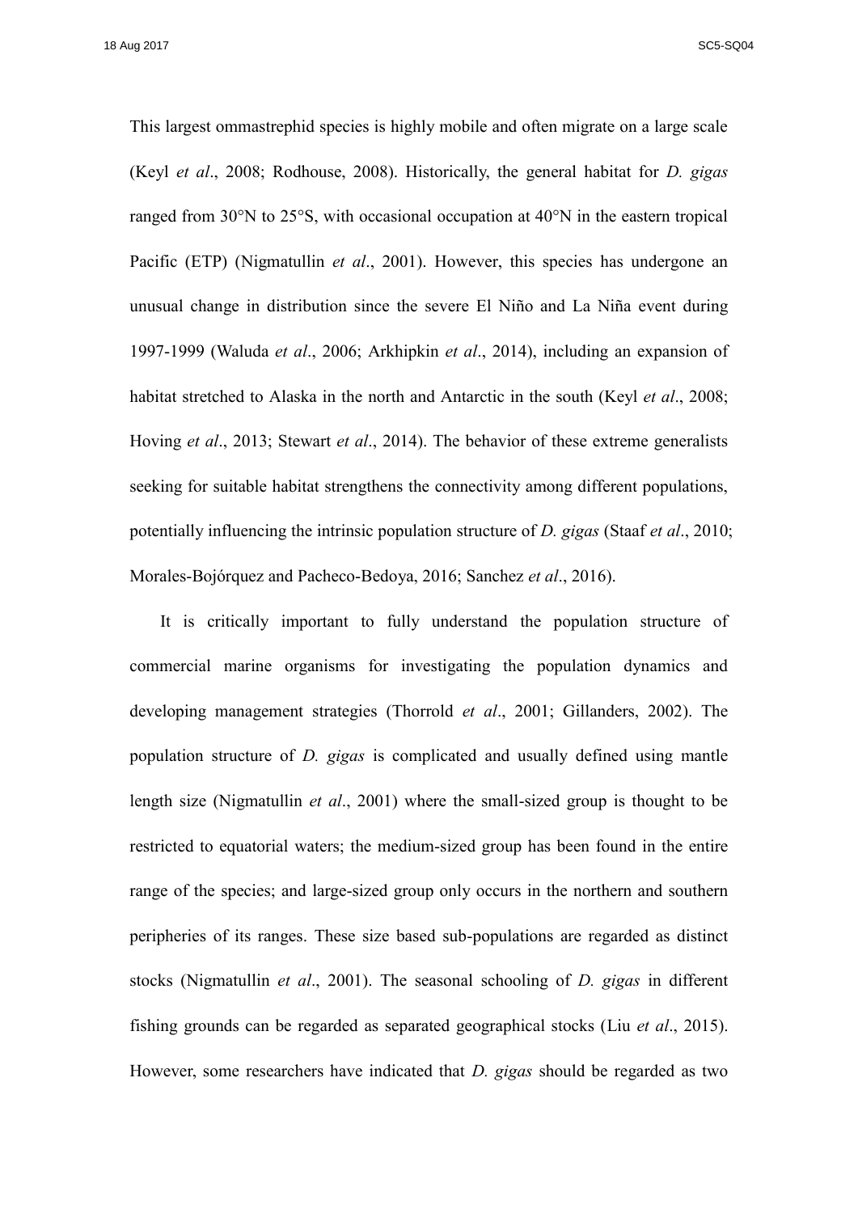This largest ommastrephid species is highly mobile and often migrate on a large scale (Keyl *et al*., 2008; Rodhouse, 2008). Historically, the general habitat for *D. gigas* ranged from 30°N to 25°S, with occasional occupation at 40°N in the eastern tropical Pacific (ETP) (Nigmatullin *et al*., 2001). However, this species has undergone an unusual change in distribution since the severe El Niño and La Niña event during 1997-1999 (Waluda *et al*., 2006; Arkhipkin *et al*., 2014), including an expansion of habitat stretched to Alaska in the north and Antarctic in the south (Keyl *et al*., 2008; Hoving *et al*., 2013; Stewart *et al*., 2014). The behavior of these extreme generalists seeking for suitable habitat strengthens the connectivity among different populations, potentially influencing the intrinsic population structure of *D. gigas* (Staaf *et al*., 2010; Morales-Bojórquez and Pacheco-Bedoya, 2016; Sanchez *et al*., 2016).

It is critically important to fully understand the population structure of commercial marine organisms for investigating the population dynamics and developing management strategies (Thorrold *et al*., 2001; Gillanders, 2002). The population structure of *D. gigas* is complicated and usually defined using mantle length size (Nigmatullin *et al*., 2001) where the small-sized group is thought to be restricted to equatorial waters; the medium-sized group has been found in the entire range of the species; and large-sized group only occurs in the northern and southern peripheries of its ranges. These size based sub-populations are regarded as distinct stocks (Nigmatullin *et al*., 2001). The seasonal schooling of *D. gigas* in different fishing grounds can be regarded as separated geographical stocks (Liu *et al*., 2015). However, some researchers have indicated that *D. gigas* should be regarded as two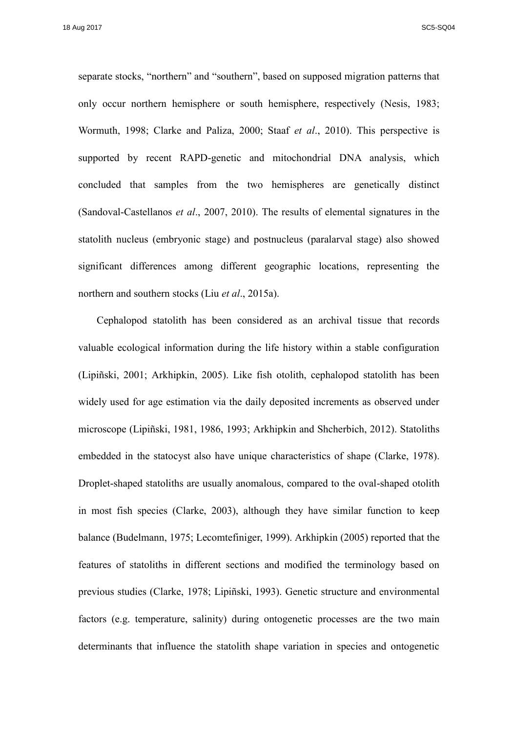separate stocks, "northern" and "southern", based on supposed migration patterns that only occur northern hemisphere or south hemisphere, respectively (Nesis, 1983; Wormuth, 1998; Clarke and Paliza, 2000; Staaf *et al*., 2010). This perspective is supported by recent RAPD-genetic and mitochondrial DNA analysis, which concluded that samples from the two hemispheres are genetically distinct (Sandoval-Castellanos *et al*., 2007, 2010). The results of elemental signatures in the statolith nucleus (embryonic stage) and postnucleus (paralarval stage) also showed significant differences among different geographic locations, representing the northern and southern stocks (Liu *et al*., 2015a).

Cephalopod statolith has been considered as an archival tissue that records valuable ecological information during the life history within a stable configuration (Lipiñski, 2001; Arkhipkin, 2005). Like fish otolith, cephalopod statolith has been widely used for age estimation via the daily deposited increments as observed under microscope (Lipiñski, 1981, 1986, 1993; Arkhipkin and Shcherbich, 2012). Statoliths embedded in the statocyst also have unique characteristics of shape (Clarke, 1978). Droplet-shaped statoliths are usually anomalous, compared to the oval-shaped otolith in most fish species (Clarke, 2003), although they have similar function to keep balance (Budelmann, 1975; Lecomtefiniger, 1999). Arkhipkin (2005) reported that the features of statoliths in different sections and modified the terminology based on previous studies (Clarke, 1978; Lipiñski, 1993). Genetic structure and environmental factors (e.g. temperature, salinity) during ontogenetic processes are the two main determinants that influence the statolith shape variation in species and ontogenetic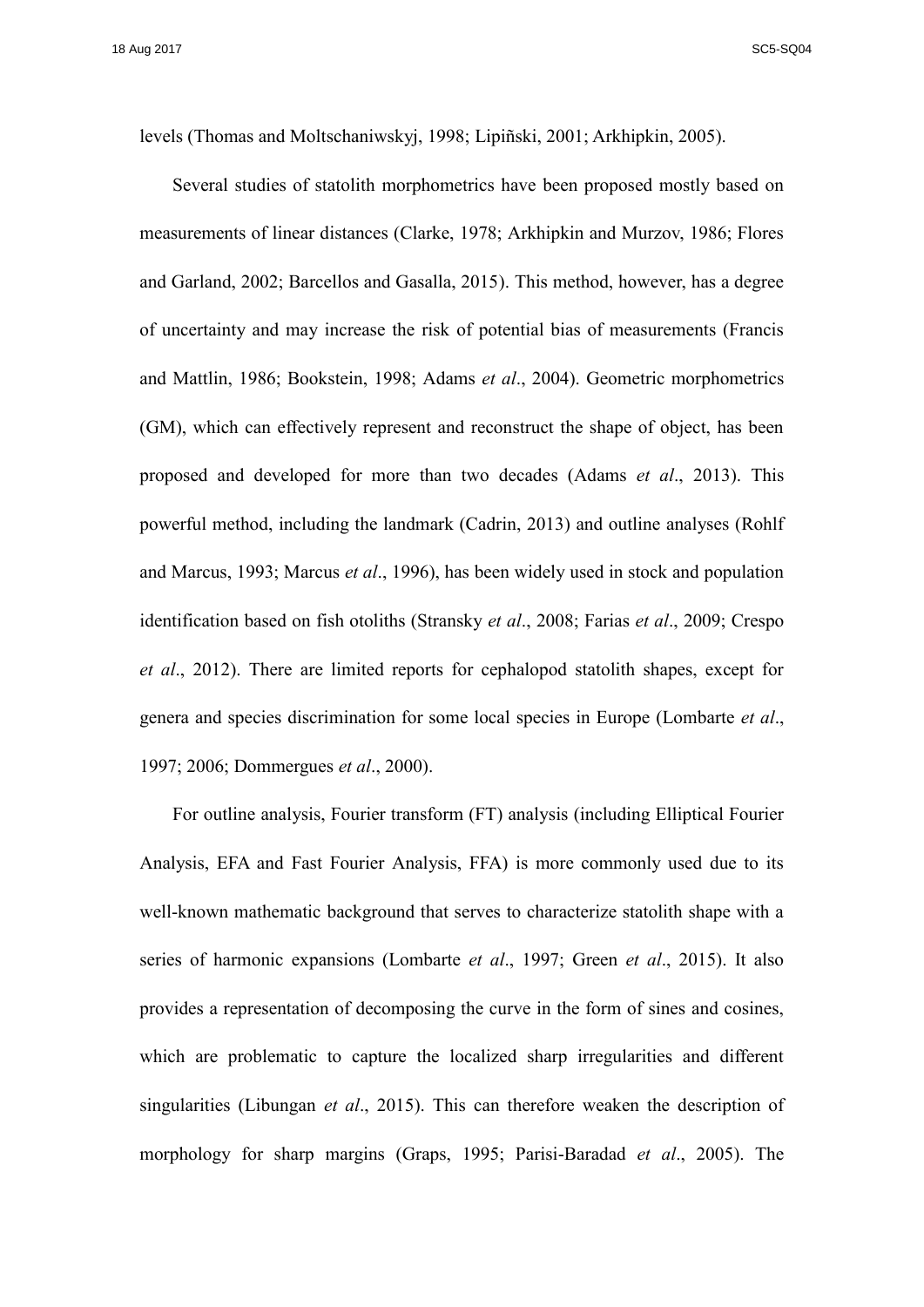levels (Thomas and Moltschaniwskyj, 1998; Lipiñski, 2001; Arkhipkin, 2005).

Several studies of statolith morphometrics have been proposed mostly based on measurements of linear distances (Clarke, 1978; Arkhipkin and Murzov, 1986; Flores and Garland, 2002; Barcellos and Gasalla, 2015). This method, however, has a degree of uncertainty and may increase the risk of potential bias of measurements (Francis and Mattlin, 1986; Bookstein, 1998; Adams *et al*., 2004). Geometric morphometrics (GM), which can effectively represent and reconstruct the shape of object, has been proposed and developed for more than two decades (Adams *et al*., 2013). This powerful method, including the landmark (Cadrin, 2013) and outline analyses (Rohlf and Marcus, 1993; Marcus *et al*., 1996), has been widely used in stock and population identification based on fish otoliths (Stransky *et al*., 2008; Farias *et al*., 2009; Crespo *et al*., 2012). There are limited reports for cephalopod statolith shapes, except for genera and species discrimination for some local species in Europe (Lombarte *et al*., 1997; 2006; Dommergues *et al*., 2000).

For outline analysis, Fourier transform (FT) analysis (including Elliptical Fourier Analysis, EFA and Fast Fourier Analysis, FFA) is more commonly used due to its well-known mathematic background that serves to characterize statolith shape with a series of harmonic expansions (Lombarte *et al*., 1997; Green *et al*., 2015). It also provides a representation of decomposing the curve in the form of sines and cosines, which are problematic to capture the localized sharp irregularities and different singularities (Libungan *et al*., 2015). This can therefore weaken the description of morphology for sharp margins (Graps, 1995; Parisi-Baradad *et al*., 2005). The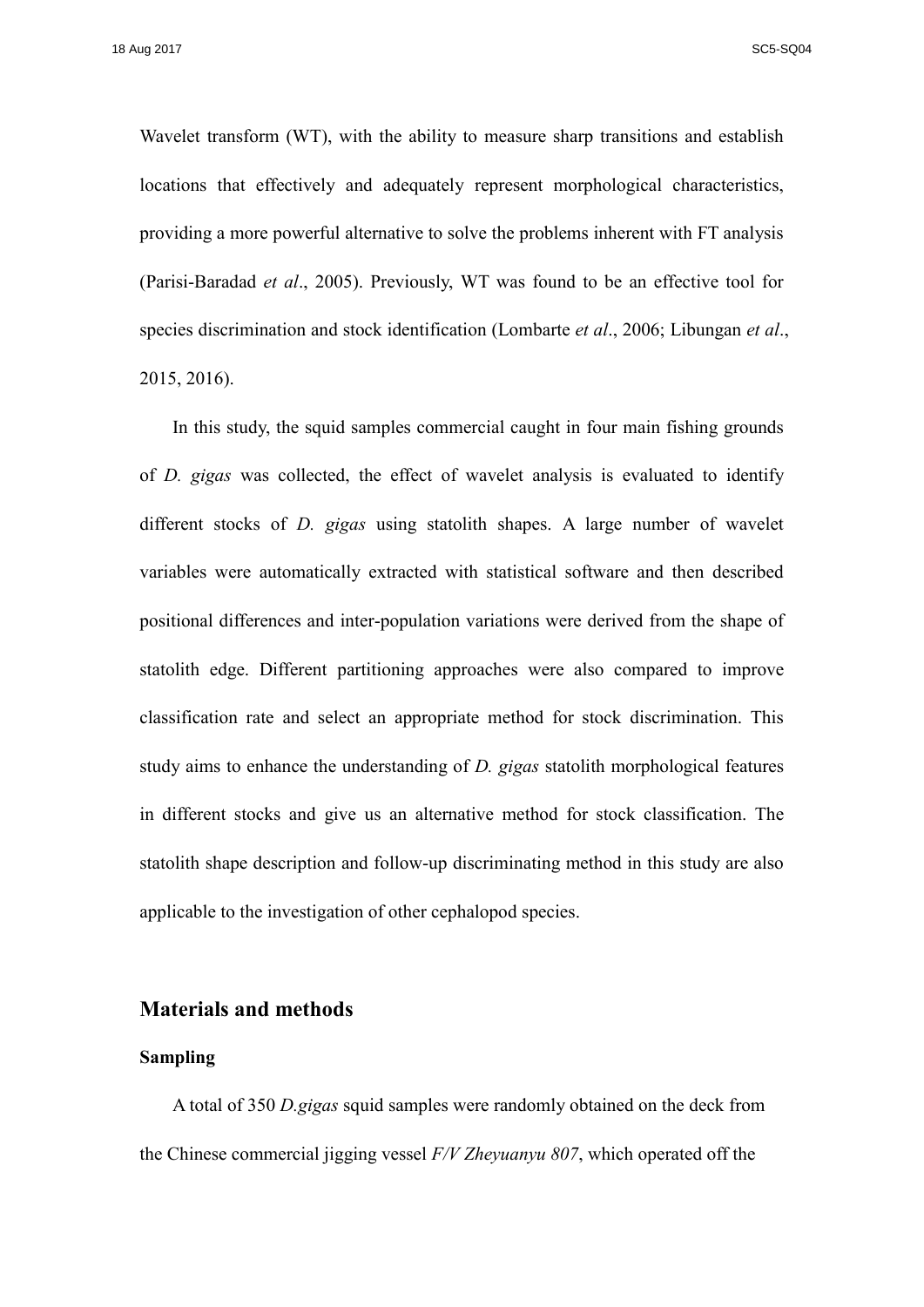Wavelet transform (WT), with the ability to measure sharp transitions and establish locations that effectively and adequately represent morphological characteristics, providing a more powerful alternative to solve the problems inherent with FT analysis (Parisi-Baradad *et al*., 2005). Previously, WT was found to be an effective tool for species discrimination and stock identification (Lombarte *et al*., 2006; Libungan *et al*., 2015, 2016).

In this study, the squid samples commercial caught in four main fishing grounds of *D. gigas* was collected, the effect of wavelet analysis is evaluated to identify different stocks of *D. gigas* using statolith shapes. A large number of wavelet variables were automatically extracted with statistical software and then described positional differences and inter-population variations were derived from the shape of statolith edge. Different partitioning approaches were also compared to improve classification rate and select an appropriate method for stock discrimination. This study aims to enhance the understanding of *D. gigas* statolith morphological features in different stocks and give us an alternative method for stock classification. The statolith shape description and follow-up discriminating method in this study are also applicable to the investigation of other cephalopod species.

## Materials and methods

### Sampling

A total of 350 *D.gigas* squid samples were randomly obtained on the deck from the Chinese commercial jigging vessel *F/V Zheyuanyu 807*, which operated off the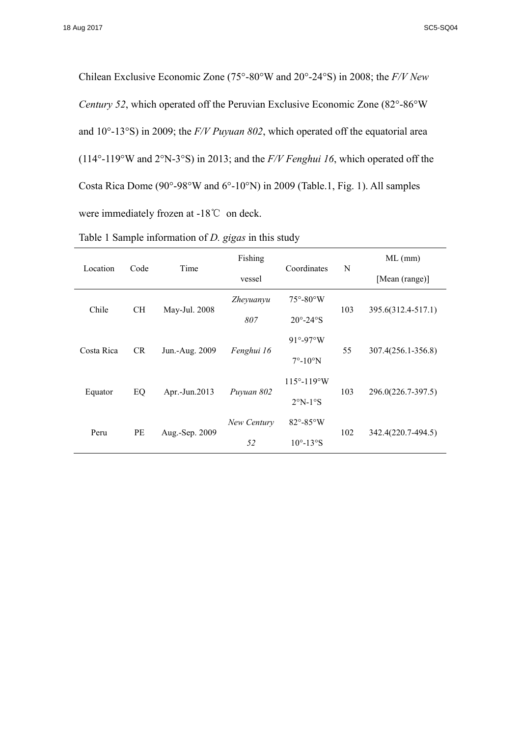Chilean Exclusive Economic Zone (75°-80°W and 20°-24°S) in 2008; the *F/V New Century 52*, which operated off the Peruvian Exclusive Economic Zone (82°-86°W and 10°-13°S) in 2009; the *F/V Puyuan 802*, which operated off the equatorial area (114°-119°W and 2°N-3°S) in 2013; and the *F/V Fenghui 16*, which operated off the Costa Rica Dome (90°-98°W and 6°-10°N) in 2009 (Table.1, Fig. 1). All samples were immediately frozen at -18℃ on deck.

Table 1 Sample information of *D. gigas* in this study

| Location | Code | Time | Fishing vessel | Coordinates | N | ML (mm) [Mean (range)] |
|---|---|---|---|---|---|---|
| Chile | CH | May-Jul. 2008 | *Zheyuanyu 807* | 75°-80°W 20°-24°S | 103 | 395.6(312.4-517.1) |
| Costa Rica | CR | Jun.-Aug. 2009 | *Fenghui 16* | 91°-97°W 7°-10°N | 55 | 307.4(256.1-356.8) |
| Equator | EQ | Apr.-Jun.2013 | *Puyuan 802* | 115°-119°W 2°N-1°S | 103 | 296.0(226.7-397.5) |
| Peru | PE | Aug.-Sep. 2009 | *New Century 52* | 82°-85°W 10°-13°S | 102 | 342.4(220.7-494.5) |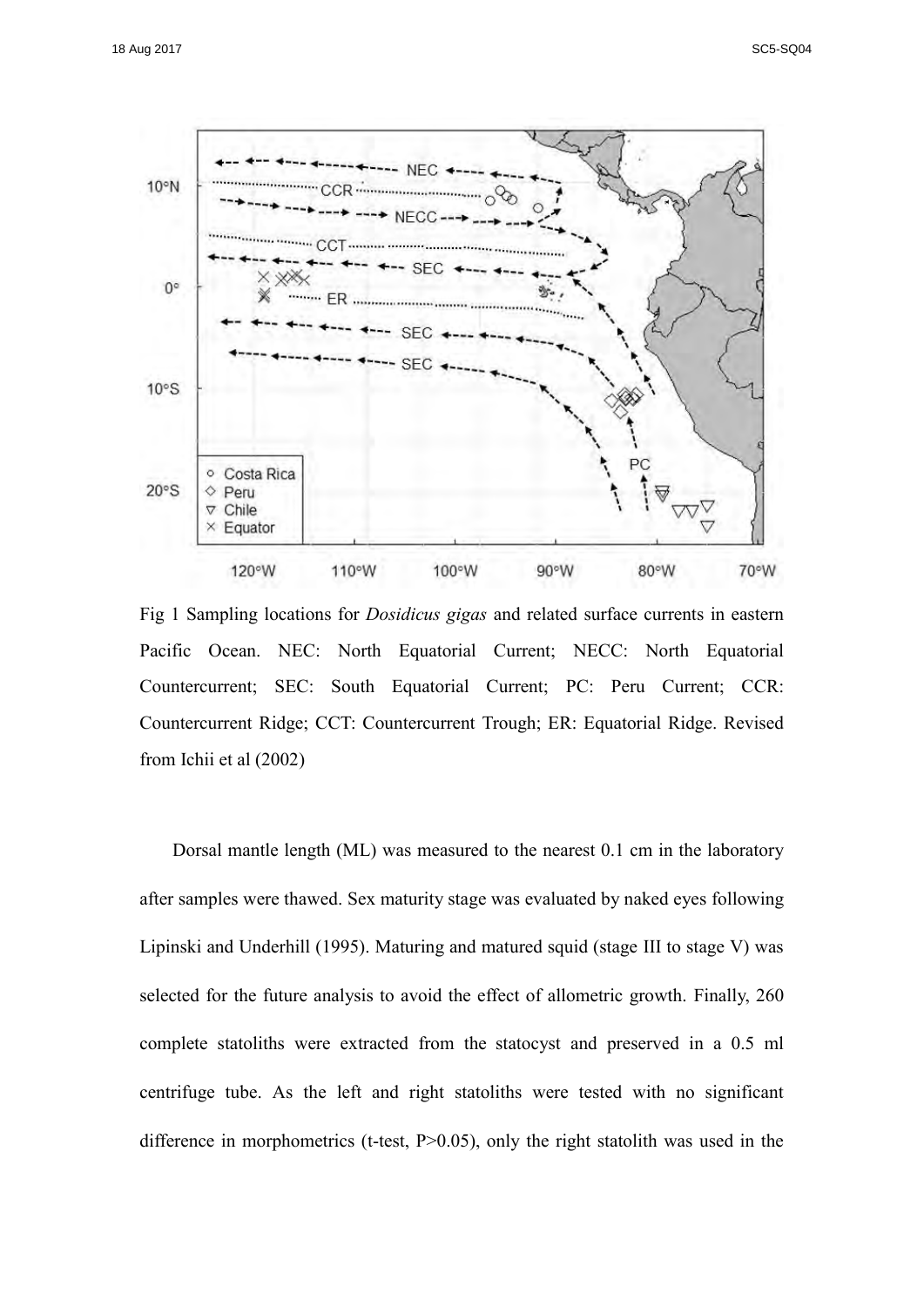Fig 1 Sampling locations for *Dosidicus gigas* and related surface currents in eastern Pacific Ocean. NEC: North Equatorial Current; NECC: North Equatorial Countercurrent; SEC: South Equatorial Current; PC: Peru Current; CCR: Countercurrent Ridge; CCT: Countercurrent Trough; ER: Equatorial Ridge. Revised from Ichii et al (2002)

Dorsal mantle length (ML) was measured to the nearest 0.1 cm in the laboratory after samples were thawed. Sex maturity stage was evaluated by naked eyes following Lipinski and Underhill (1995). Maturing and matured squid (stage III to stage V) was selected for the future analysis to avoid the effect of allometric growth. Finally, 260 complete statoliths were extracted from the statocyst and preserved in a 0.5 ml centrifuge tube. As the left and right statoliths were tested with no significant difference in morphometrics (t-test, $P>0.05$), only the right statolith was used in the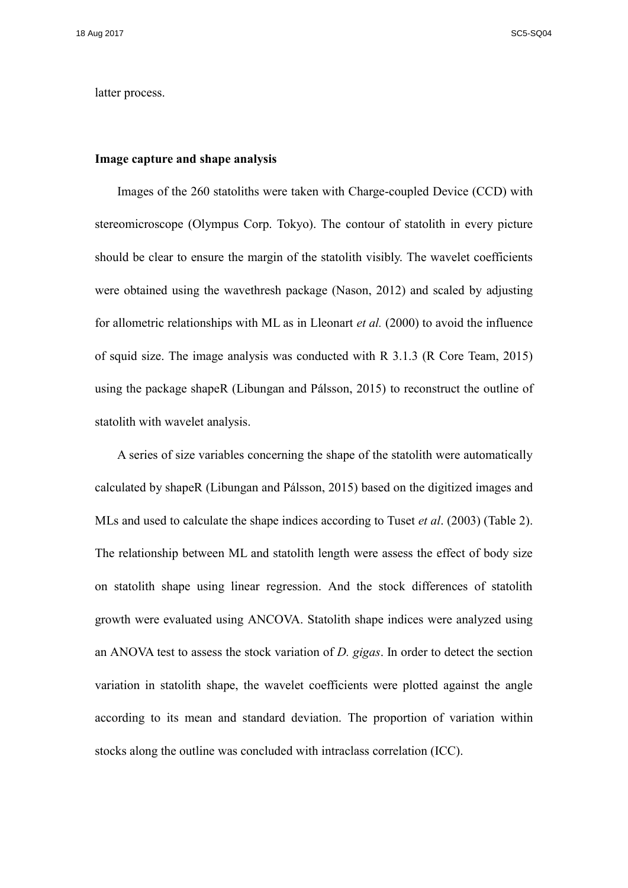latter process.

**Image capture and shape analysis**

Images of the 260 statoliths were taken with Charge-coupled Device (CCD) with stereomicroscope (Olympus Corp. Tokyo). The contour of statolith in every picture should be clear to ensure the margin of the statolith visibly. The wavelet coefficients were obtained using the wavethresh package (Nason, 2012) and scaled by adjusting for allometric relationships with ML as in Lleonart *et al.* (2000) to avoid the influence of squid size. The image analysis was conducted with R 3.1.3 (R Core Team, 2015) using the package shapeR (Libungan and Pálsson, 2015) to reconstruct the outline of statolith with wavelet analysis.

A series of size variables concerning the shape of the statolith were automatically calculated by shapeR (Libungan and Pálsson, 2015) based on the digitized images and MLs and used to calculate the shape indices according to Tuset *et al*. (2003) (Table 2). The relationship between ML and statolith length were assess the effect of body size on statolith shape using linear regression. And the stock differences of statolith growth were evaluated using ANCOVA. Statolith shape indices were analyzed using an ANOVA test to assess the stock variation of *D. gigas*. In order to detect the section variation in statolith shape, the wavelet coefficients were plotted against the angle according to its mean and standard deviation. The proportion of variation within stocks along the outline was concluded with intraclass correlation (ICC).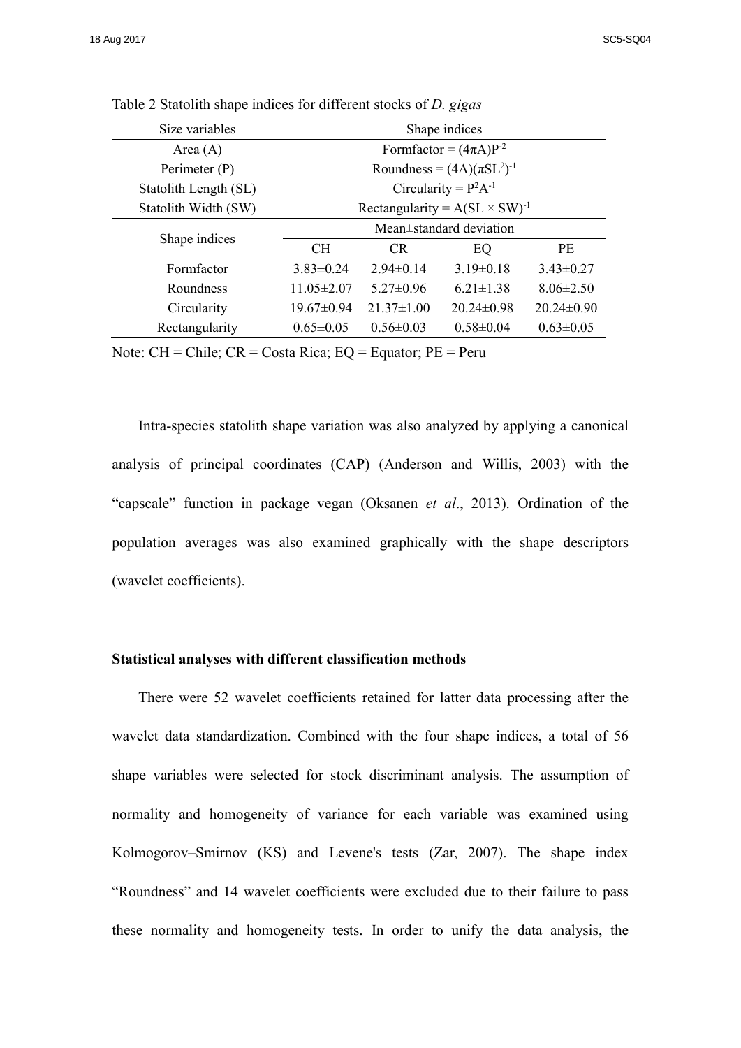Table 2 Statolith shape indices for different stocks of *D. gigas*

| Size variables | Shape indices | | | |
|---|---|---|---|---|
| Area (A) | Formfactor = $(4\pi A)P^{-2}$ | | | |
| Perimeter (P) | Roundness = $(4A)(\pi SL^2)^{-1}$ | | | |
| Statolith Length (SL) | Circularity = $P^2A^{-1}$ | | | |
| Statolith Width (SW) | Rectangularity = $A(SL \times SW)^{-1}$ | | | |
| Shape indices | Mean±standard deviation | | | |
| | CH | CR | EQ | PE |
| Formfactor | 3.83±0.24 | 2.94±0.14 | 3.19±0.18 | 3.43±0.27 |
| Roundness | 11.05±2.07 | 5.27±0.96 | 6.21±1.38 | 8.06±2.50 |
| Circularity | 19.67±0.94 | 21.37±1.00 | 20.24±0.98 | 20.24±0.90 |
| Rectangularity | 0.65±0.05 | 0.56±0.03 | 0.58±0.04 | 0.63±0.05 |

Note: CH = Chile; CR = Costa Rica; EQ = Equator; PE = Peru

Intra-species statolith shape variation was also analyzed by applying a canonical analysis of principal coordinates (CAP) (Anderson and Willis, 2003) with the "capscale" function in package vegan (Oksanen *et al*., 2013). Ordination of the population averages was also examined graphically with the shape descriptors (wavelet coefficients).

**Statistical analyses with different classification methods**

There were 52 wavelet coefficients retained for latter data processing after the wavelet data standardization. Combined with the four shape indices, a total of 56 shape variables were selected for stock discriminant analysis. The assumption of normality and homogeneity of variance for each variable was examined using Kolmogorov–Smirnov (KS) and Levene's tests (Zar, 2007). The shape index "Roundness" and 14 wavelet coefficients were excluded due to their failure to pass these normality and homogeneity tests. In order to unify the data analysis, the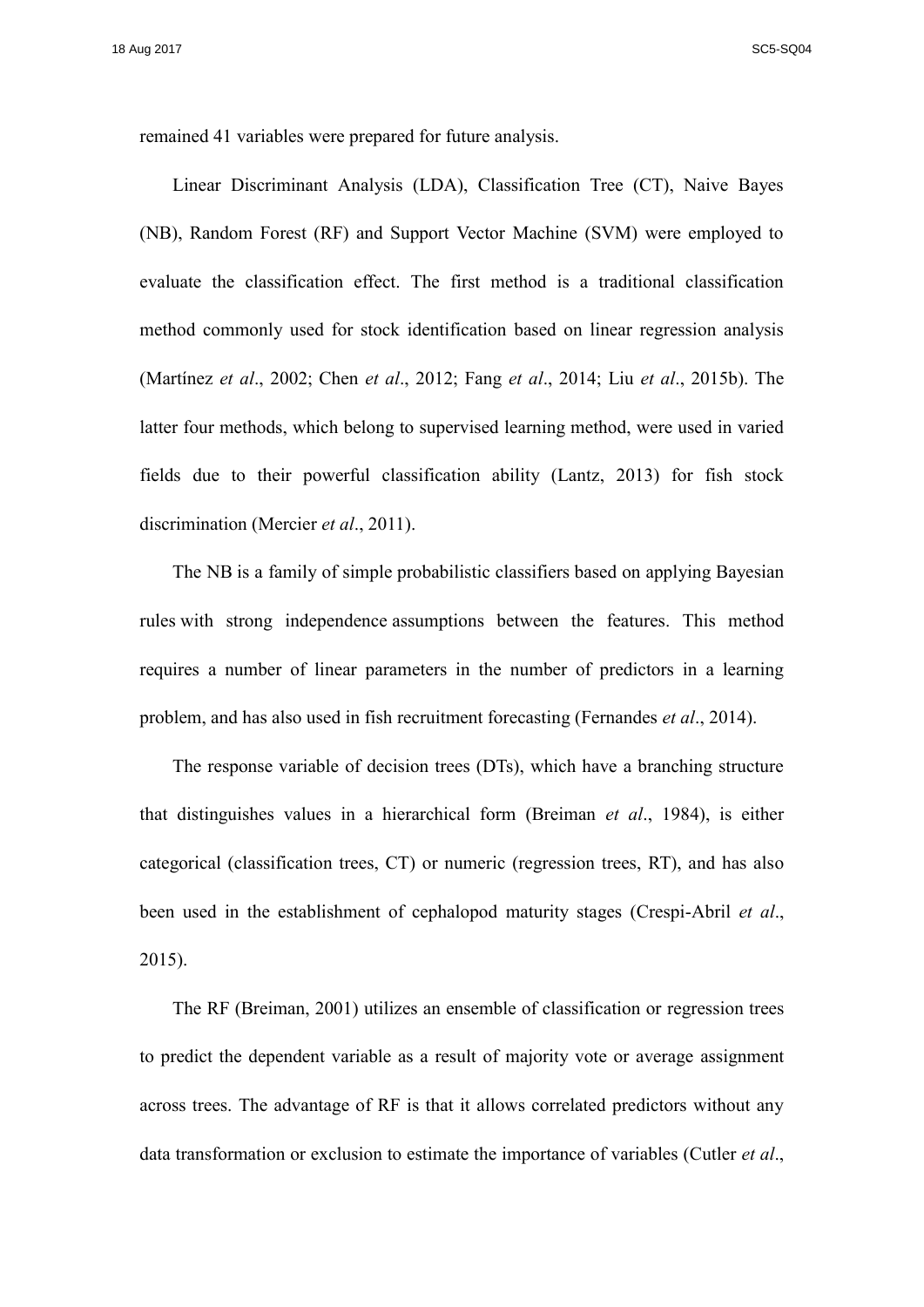remained 41 variables were prepared for future analysis.

Linear Discriminant Analysis (LDA), Classification Tree (CT), Naive Bayes (NB), Random Forest (RF) and Support Vector Machine (SVM) were employed to evaluate the classification effect. The first method is a traditional classification method commonly used for stock identification based on linear regression analysis (Martínez *et al*., 2002; Chen *et al*., 2012; Fang *et al*., 2014; Liu *et al*., 2015b). The latter four methods, which belong to supervised learning method, were used in varied fields due to their powerful classification ability (Lantz, 2013) for fish stock discrimination (Mercier *et al*., 2011).

The NB is a family of simple probabilistic classifiers based on applying Bayesian rules with strong independence assumptions between the features. This method requires a number of linear parameters in the number of predictors in a learning problem, and has also used in fish recruitment forecasting (Fernandes *et al*., 2014).

The response variable of decision trees (DTs), which have a branching structure that distinguishes values in a hierarchical form (Breiman *et al*., 1984), is either categorical (classification trees, CT) or numeric (regression trees, RT), and has also been used in the establishment of cephalopod maturity stages (Crespi-Abril *et al*., 2015).

The RF (Breiman, 2001) utilizes an ensemble of classification or regression trees to predict the dependent variable as a result of majority vote or average assignment across trees. The advantage of RF is that it allows correlated predictors without any data transformation or exclusion to estimate the importance of variables (Cutler *et al*.,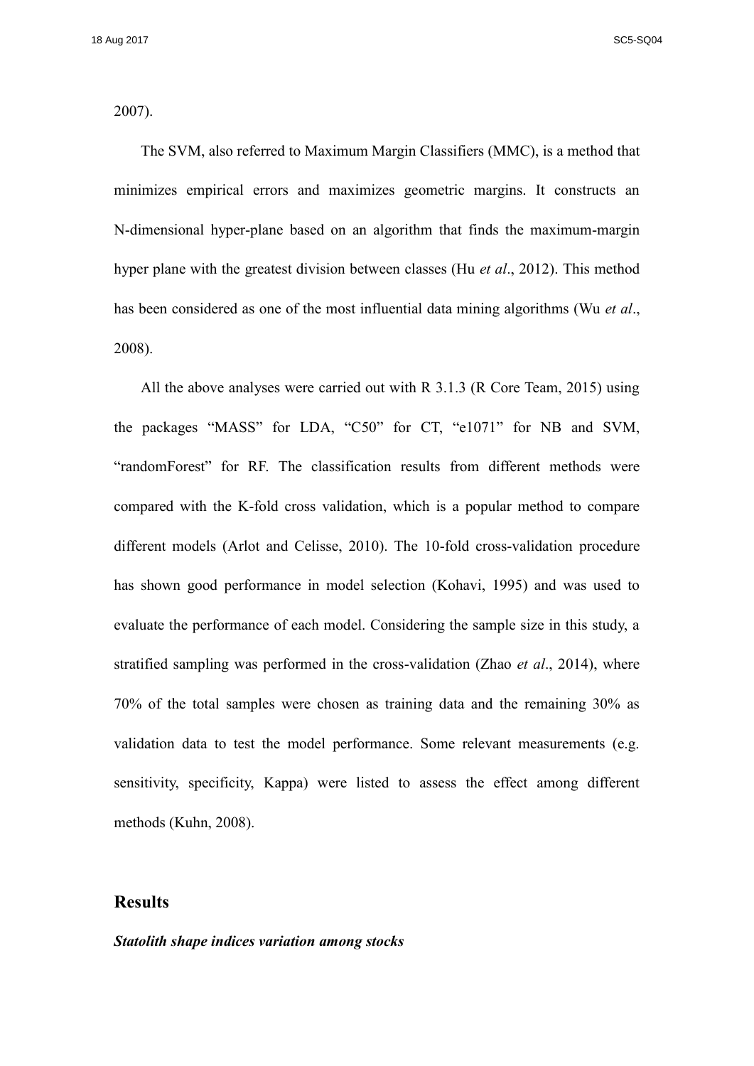2007).

The SVM, also referred to Maximum Margin Classifiers (MMC), is a method that minimizes empirical errors and maximizes geometric margins. It constructs an N-dimensional hyper-plane based on an algorithm that finds the maximum-margin hyper plane with the greatest division between classes (Hu *et al*., 2012). This method has been considered as one of the most influential data mining algorithms (Wu *et al*., 2008).

All the above analyses were carried out with R 3.1.3 (R Core Team, 2015) using the packages “MASS” for LDA, “C50” for CT, “e1071” for NB and SVM, “randomForest” for RF. The classification results from different methods were compared with the K-fold cross validation, which is a popular method to compare different models (Arlot and Celisse, 2010). The 10-fold cross-validation procedure has shown good performance in model selection (Kohavi, 1995) and was used to evaluate the performance of each model. Considering the sample size in this study, a stratified sampling was performed in the cross-validation (Zhao *et al*., 2014), where 70% of the total samples were chosen as training data and the remaining 30% as validation data to test the model performance. Some relevant measurements (e.g. sensitivity, specificity, Kappa) were listed to assess the effect among different methods (Kuhn, 2008).

## Results

***Statolith shape indices variation among stocks***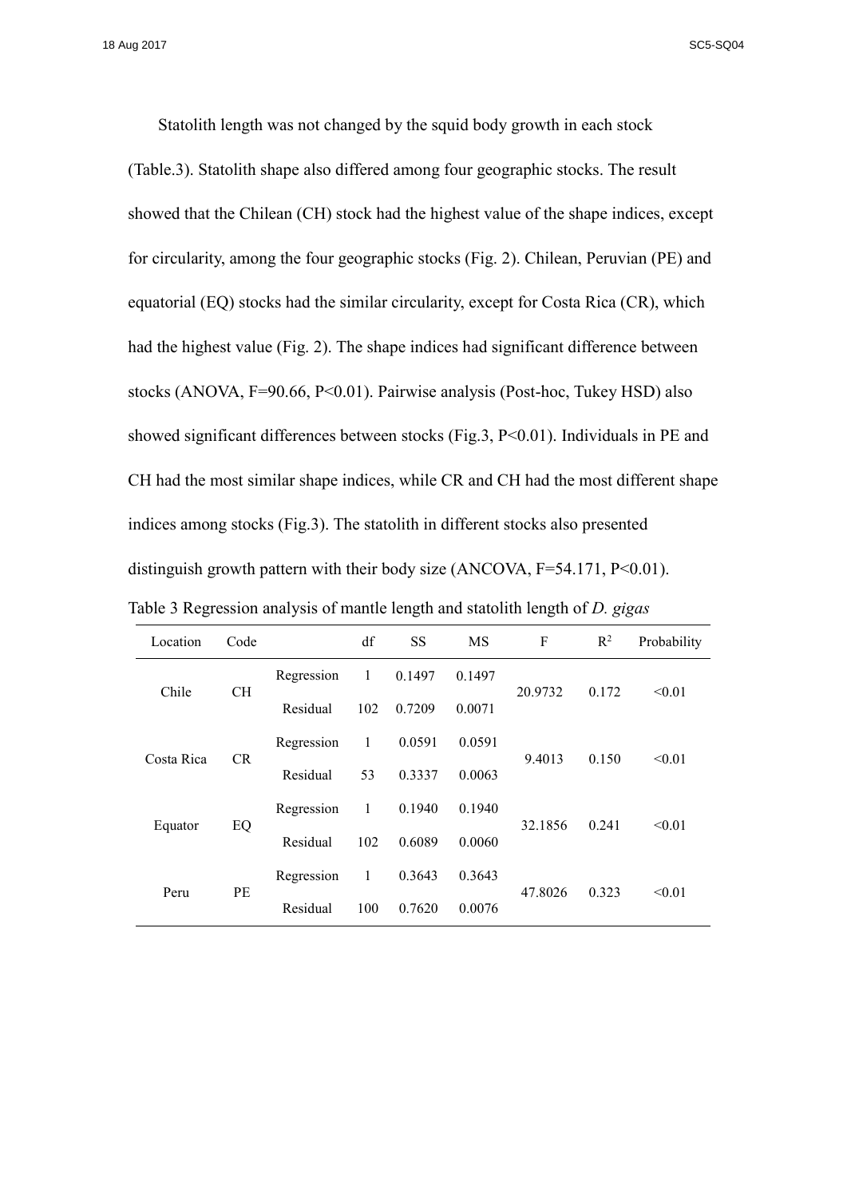Statolith length was not changed by the squid body growth in each stock (Table.3). Statolith shape also differed among four geographic stocks. The result showed that the Chilean (CH) stock had the highest value of the shape indices, except for circularity, among the four geographic stocks (Fig. 2). Chilean, Peruvian (PE) and equatorial (EQ) stocks had the similar circularity, except for Costa Rica (CR), which had the highest value (Fig. 2). The shape indices had significant difference between stocks (ANOVA, F=90.66, P<0.01). Pairwise analysis (Post-hoc, Tukey HSD) also showed significant differences between stocks (Fig.3, P<0.01). Individuals in PE and CH had the most similar shape indices, while CR and CH had the most different shape indices among stocks (Fig.3). The statolith in different stocks also presented distinguish growth pattern with their body size (ANCOVA, F=54.171, P<0.01).

Table 3 Regression analysis of mantle length and statolith length of *D. gigas*

| Location | Code | | df | SS | MS | F | $R^2$ | Probability |
|---|---|---|---|---|---|---|---|---|
| Chile | CH | Regression | 1 | 0.1497 | 0.1497 | 20.9732 | 0.172 | <0.01 |
| | | Residual | 102 | 0.7209 | 0.0071 | | | |
| Costa Rica | CR | Regression | 1 | 0.0591 | 0.0591 | 9.4013 | 0.150 | <0.01 |
| | | Residual | 53 | 0.3337 | 0.0063 | | | |
| Equator | EQ | Regression | 1 | 0.1940 | 0.1940 | 32.1856 | 0.241 | <0.01 |
| | | Residual | 102 | 0.6089 | 0.0060 | | | |
| Peru | PE | Regression | 1 | 0.3643 | 0.3643 | 47.8026 | 0.323 | <0.01 |
| | | Residual | 100 | 0.7620 | 0.0076 | | | |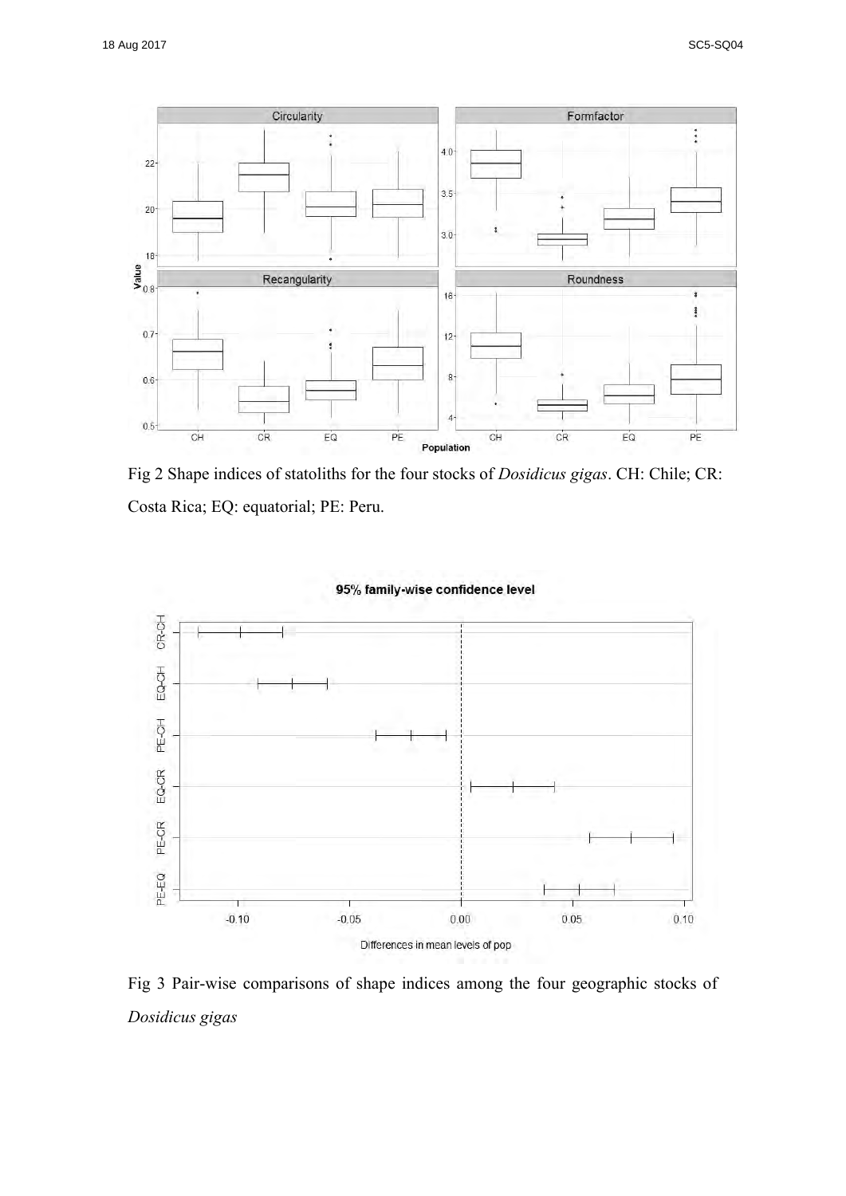Fig 2 Shape indices of statoliths for the four stocks of *Dosidicus gigas*. CH: Chile; CR: Costa Rica; EQ: equatorial; PE: Peru.

Fig 3 Pair-wise comparisons of shape indices among the four geographic stocks of *Dosidicus gigas*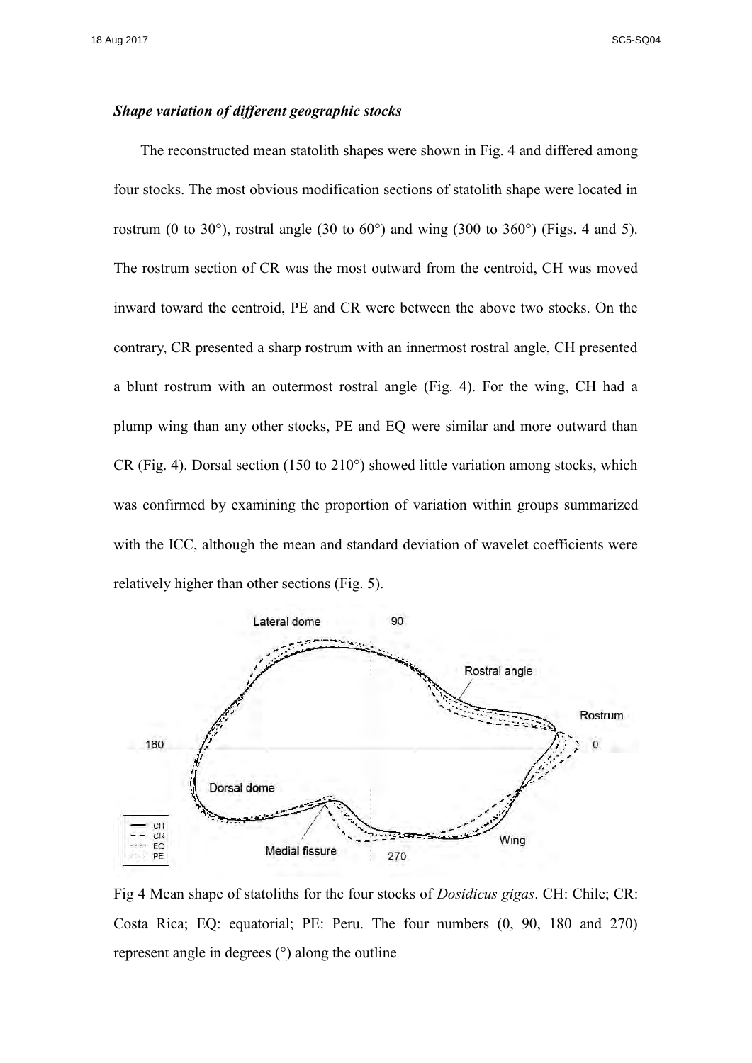### *Shape variation of different geographic stocks*

The reconstructed mean statolith shapes were shown in Fig. 4 and differed among four stocks. The most obvious modification sections of statolith shape were located in rostrum (0 to 30°), rostral angle (30 to 60°) and wing (300 to 360°) (Figs. 4 and 5). The rostrum section of CR was the most outward from the centroid, CH was moved inward toward the centroid, PE and CR were between the above two stocks. On the contrary, CR presented a sharp rostrum with an innermost rostral angle, CH presented a blunt rostrum with an outermost rostral angle (Fig. 4). For the wing, CH had a plump wing than any other stocks, PE and EQ were similar and more outward than CR (Fig. 4). Dorsal section (150 to 210°) showed little variation among stocks, which was confirmed by examining the proportion of variation within groups summarized with the ICC, although the mean and standard deviation of wavelet coefficients were relatively higher than other sections (Fig. 5).

Fig 4 Mean shape of statoliths for the four stocks of *Dosidicus gigas*. CH: Chile; CR: Costa Rica; EQ: equatorial; PE: Peru. The four numbers (0, 90, 180 and 270) represent angle in degrees (°) along the outline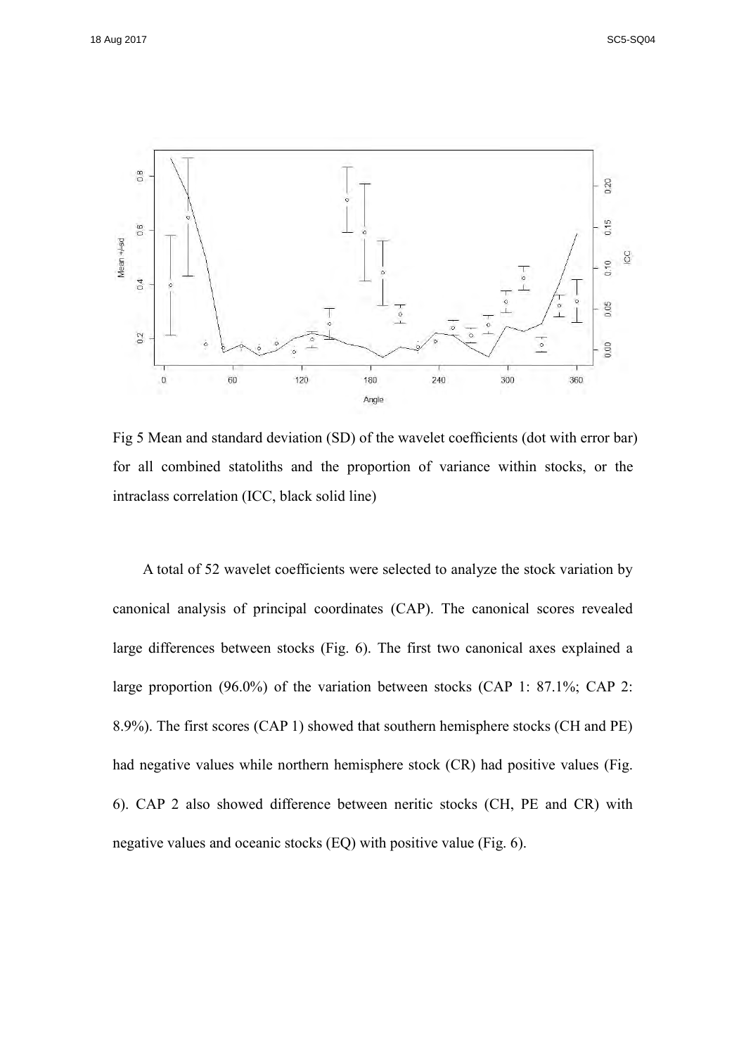Fig 5 Mean and standard deviation (SD) of the wavelet coefficients (dot with error bar) for all combined statoliths and the proportion of variance within stocks, or the intraclass correlation (ICC, black solid line)

A total of 52 wavelet coefficients were selected to analyze the stock variation by canonical analysis of principal coordinates (CAP). The canonical scores revealed large differences between stocks (Fig. 6). The first two canonical axes explained a large proportion (96.0%) of the variation between stocks (CAP 1: 87.1%; CAP 2: 8.9%). The first scores (CAP 1) showed that southern hemisphere stocks (CH and PE) had negative values while northern hemisphere stock (CR) had positive values (Fig. 6). CAP 2 also showed difference between neritic stocks (CH, PE and CR) with negative values and oceanic stocks (EQ) with positive value (Fig. 6).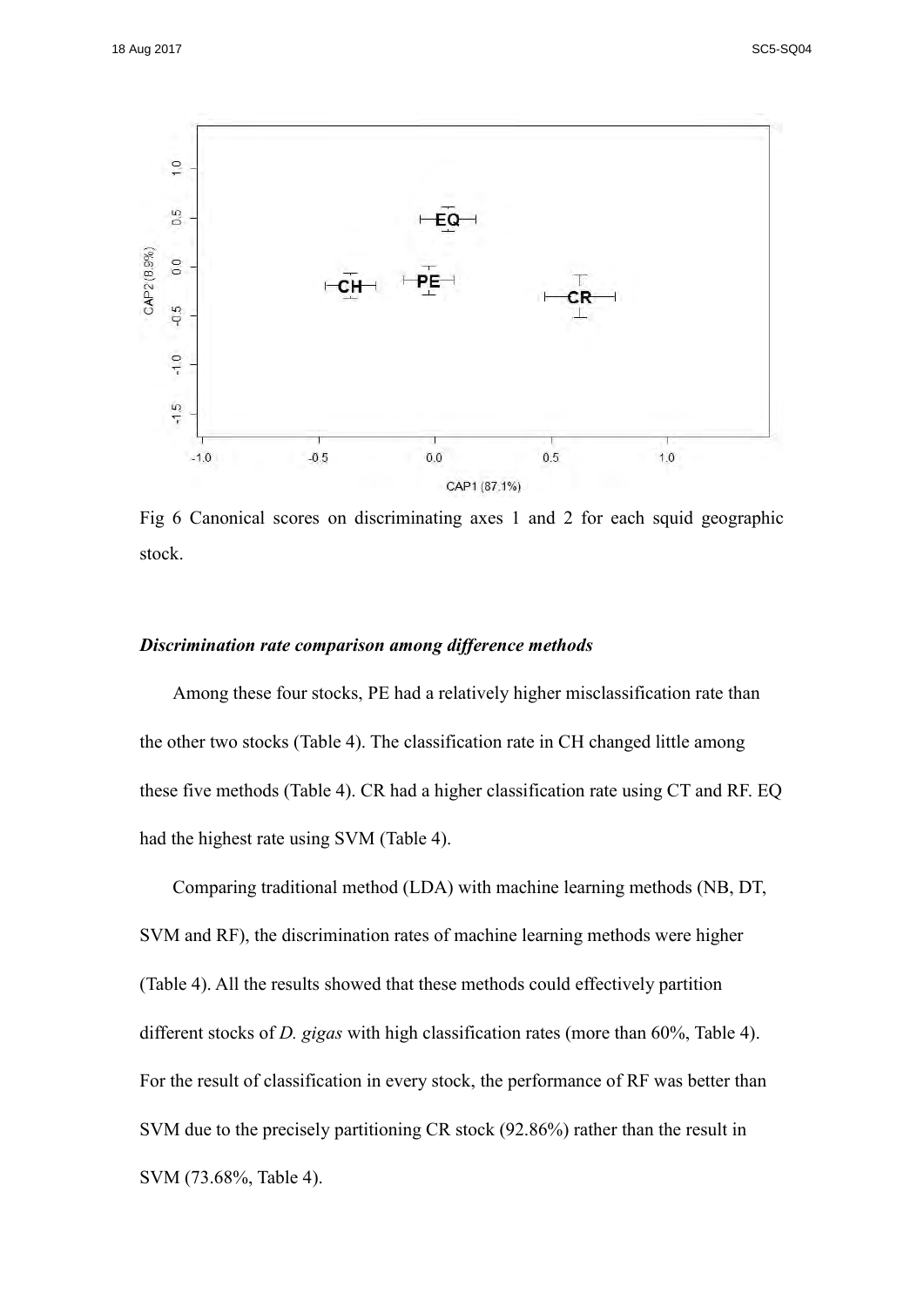Fig 6 Canonical scores on discriminating axes 1 and 2 for each squid geographic stock.

### *Discrimination rate comparison among difference methods*

Among these four stocks, PE had a relatively higher misclassification rate than the other two stocks (Table 4). The classification rate in CH changed little among these five methods (Table 4). CR had a higher classification rate using CT and RF. EQ had the highest rate using SVM (Table 4).

Comparing traditional method (LDA) with machine learning methods (NB, DT, SVM and RF), the discrimination rates of machine learning methods were higher (Table 4). All the results showed that these methods could effectively partition different stocks of *D. gigas* with high classification rates (more than 60%, Table 4). For the result of classification in every stock, the performance of RF was better than SVM due to the precisely partitioning CR stock (92.86%) rather than the result in SVM (73.68%, Table 4).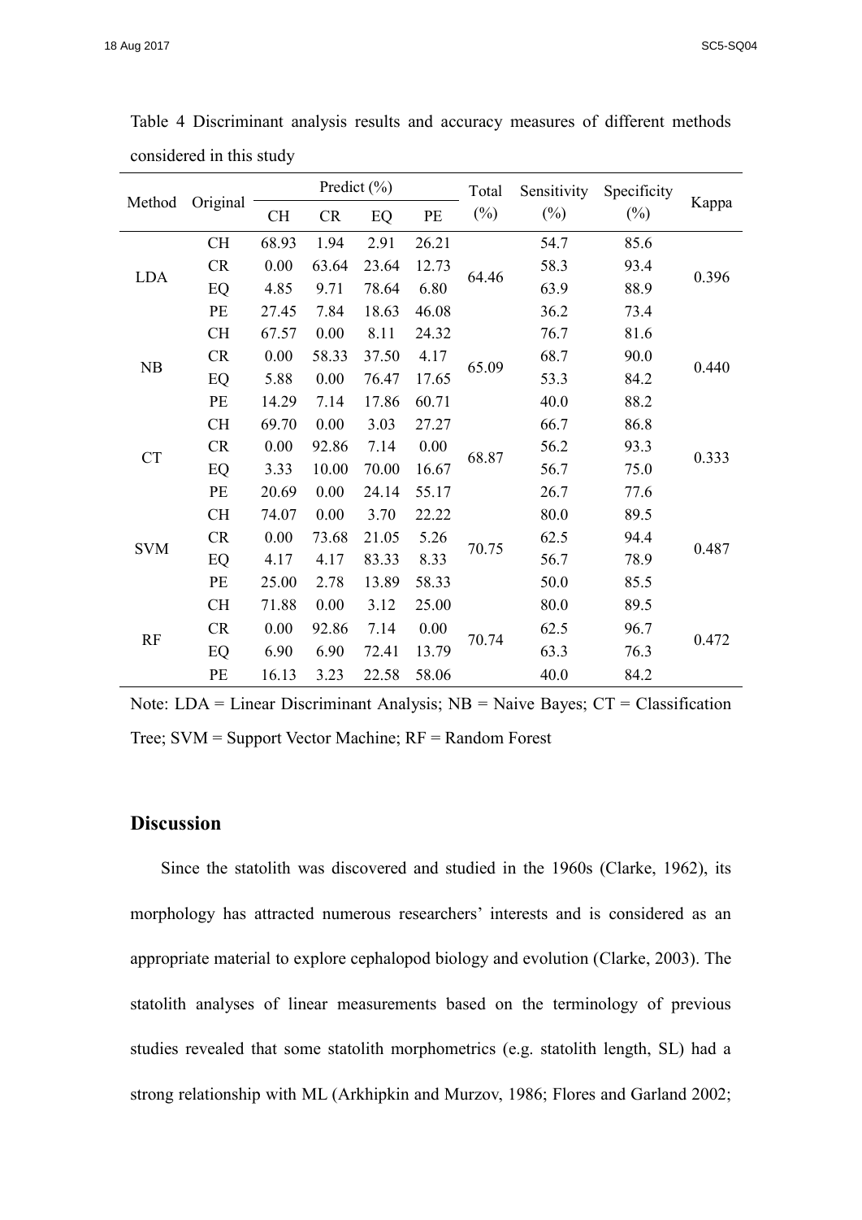Table 4 Discriminant analysis results and accuracy measures of different methods considered in this study

| Method | Original | Predict (%) | | | | Total (%) | Sensitivity (%) | Specificity (%) | Kappa |
|---|---|---|---|---|---|---|---|---|---|
| | | CH | CR | EQ | PE | | | | |
| LDA | CH | 68.93 | 1.94 | 2.91 | 26.21 | 64.46 | 54.7 | 85.6 | 0.396 |
| | CR | 0.00 | 63.64 | 23.64 | 12.73 | | 58.3 | 93.4 | |
| | EQ | 4.85 | 9.71 | 78.64 | 6.80 | | 63.9 | 88.9 | |
| | PE | 27.45 | 7.84 | 18.63 | 46.08 | | 36.2 | 73.4 | |
| NB | CH | 67.57 | 0.00 | 8.11 | 24.32 | 65.09 | 76.7 | 81.6 | 0.440 |
| | CR | 0.00 | 58.33 | 37.50 | 4.17 | | 68.7 | 90.0 | |
| | EQ | 5.88 | 0.00 | 76.47 | 17.65 | | 53.3 | 84.2 | |
| | PE | 14.29 | 7.14 | 17.86 | 60.71 | | 40.0 | 88.2 | |
| CT | CH | 69.70 | 0.00 | 3.03 | 27.27 | 68.87 | 66.7 | 86.8 | 0.333 |
| | CR | 0.00 | 92.86 | 7.14 | 0.00 | | 56.2 | 93.3 | |
| | EQ | 3.33 | 10.00 | 70.00 | 16.67 | | 56.7 | 75.0 | |
| | PE | 20.69 | 0.00 | 24.14 | 55.17 | | 26.7 | 77.6 | |
| SVM | CH | 74.07 | 0.00 | 3.70 | 22.22 | 70.75 | 80.0 | 89.5 | 0.487 |
| | CR | 0.00 | 73.68 | 21.05 | 5.26 | | 62.5 | 94.4 | |
| | EQ | 4.17 | 4.17 | 83.33 | 8.33 | | 56.7 | 78.9 | |
| | PE | 25.00 | 2.78 | 13.89 | 58.33 | | 50.0 | 85.5 | |
| RF | CH | 71.88 | 0.00 | 3.12 | 25.00 | 70.74 | 80.0 | 89.5 | 0.472 |
| | CR | 0.00 | 92.86 | 7.14 | 0.00 | | 62.5 | 96.7 | |
| | EQ | 6.90 | 6.90 | 72.41 | 13.79 | | 63.3 | 76.3 | |
| | PE | 16.13 | 3.23 | 22.58 | 58.06 | | 40.0 | 84.2 | |

Note: LDA = Linear Discriminant Analysis; NB = Naive Bayes; CT = Classification Tree; SVM = Support Vector Machine; RF = Random Forest

## Discussion

Since the statolith was discovered and studied in the 1960s (Clarke, 1962), its morphology has attracted numerous researchers' interests and is considered as an appropriate material to explore cephalopod biology and evolution (Clarke, 2003). The statolith analyses of linear measurements based on the terminology of previous studies revealed that some statolith morphometrics (e.g. statolith length, SL) had a strong relationship with ML (Arkhipkin and Murzov, 1986; Flores and Garland 2002;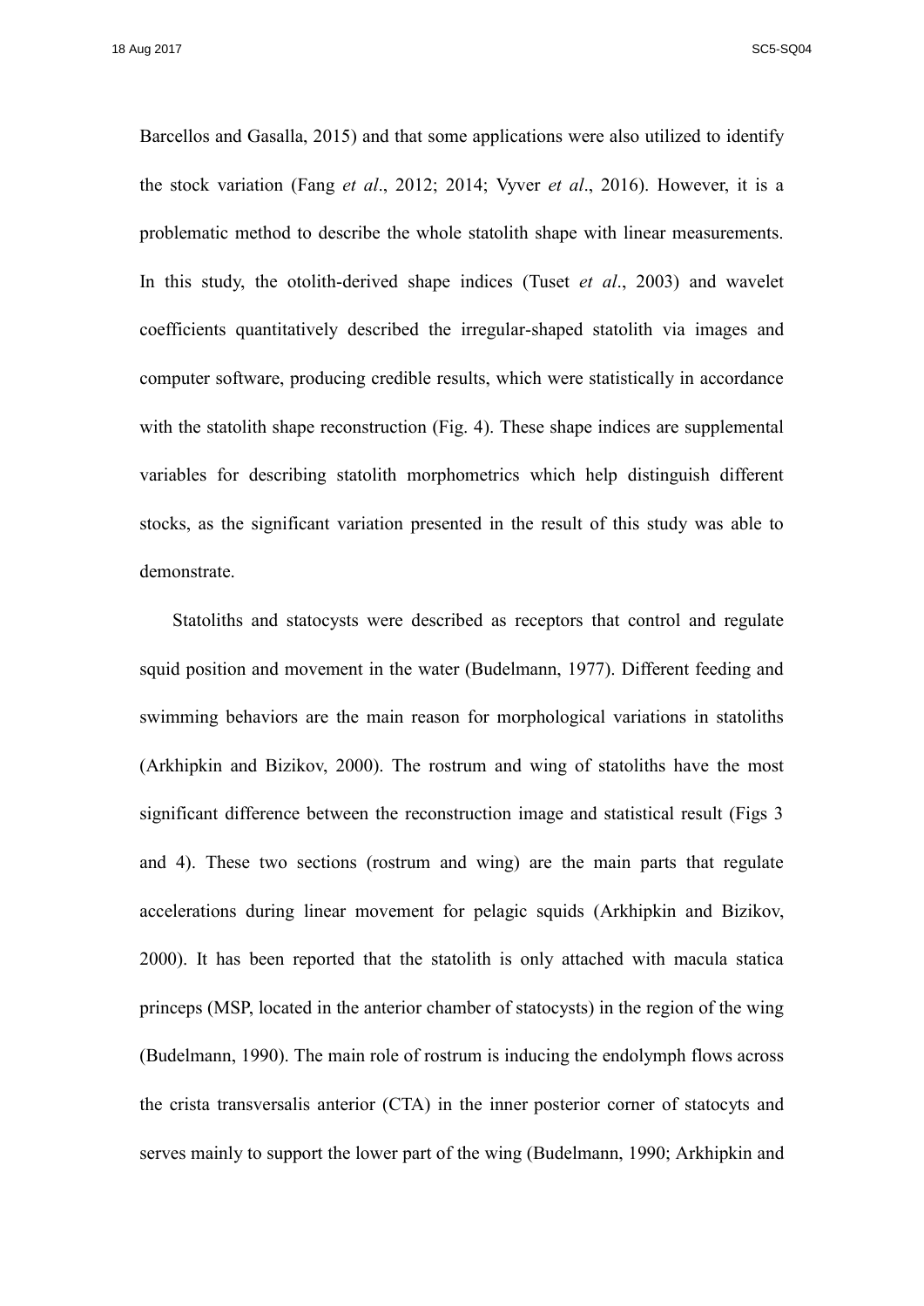Barcellos and Gasalla, 2015) and that some applications were also utilized to identify the stock variation (Fang *et al*., 2012; 2014; Vyver *et al*., 2016). However, it is a problematic method to describe the whole statolith shape with linear measurements. In this study, the otolith-derived shape indices (Tuset *et al*., 2003) and wavelet coefficients quantitatively described the irregular-shaped statolith via images and computer software, producing credible results, which were statistically in accordance with the statolith shape reconstruction (Fig. 4). These shape indices are supplemental variables for describing statolith morphometrics which help distinguish different stocks, as the significant variation presented in the result of this study was able to demonstrate.

Statoliths and statocysts were described as receptors that control and regulate squid position and movement in the water (Budelmann, 1977). Different feeding and swimming behaviors are the main reason for morphological variations in statoliths (Arkhipkin and Bizikov, 2000). The rostrum and wing of statoliths have the most significant difference between the reconstruction image and statistical result (Figs 3 and 4). These two sections (rostrum and wing) are the main parts that regulate accelerations during linear movement for pelagic squids (Arkhipkin and Bizikov, 2000). It has been reported that the statolith is only attached with macula statica princeps (MSP, located in the anterior chamber of statocysts) in the region of the wing (Budelmann, 1990). The main role of rostrum is inducing the endolymph flows across the crista transversalis anterior (CTA) in the inner posterior corner of statocyts and serves mainly to support the lower part of the wing (Budelmann, 1990; Arkhipkin and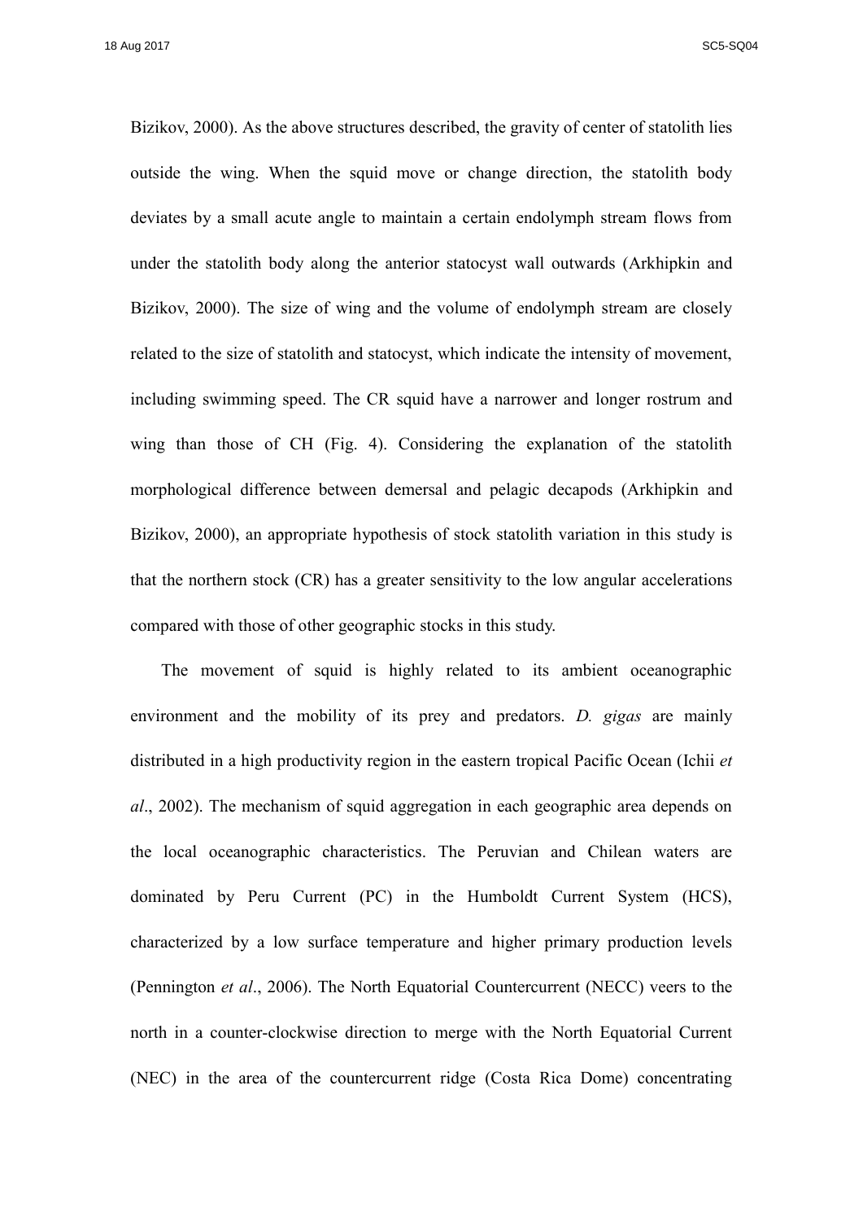Bizikov, 2000). As the above structures described, the gravity of center of statolith lies outside the wing. When the squid move or change direction, the statolith body deviates by a small acute angle to maintain a certain endolymph stream flows from under the statolith body along the anterior statocyst wall outwards (Arkhipkin and Bizikov, 2000). The size of wing and the volume of endolymph stream are closely related to the size of statolith and statocyst, which indicate the intensity of movement, including swimming speed. The CR squid have a narrower and longer rostrum and wing than those of CH (Fig. 4). Considering the explanation of the statolith morphological difference between demersal and pelagic decapods (Arkhipkin and Bizikov, 2000), an appropriate hypothesis of stock statolith variation in this study is that the northern stock (CR) has a greater sensitivity to the low angular accelerations compared with those of other geographic stocks in this study.

The movement of squid is highly related to its ambient oceanographic environment and the mobility of its prey and predators. *D. gigas* are mainly distributed in a high productivity region in the eastern tropical Pacific Ocean (Ichii *et al*., 2002). The mechanism of squid aggregation in each geographic area depends on the local oceanographic characteristics. The Peruvian and Chilean waters are dominated by Peru Current (PC) in the Humboldt Current System (HCS), characterized by a low surface temperature and higher primary production levels (Pennington *et al*., 2006). The North Equatorial Countercurrent (NECC) veers to the north in a counter-clockwise direction to merge with the North Equatorial Current (NEC) in the area of the countercurrent ridge (Costa Rica Dome) concentrating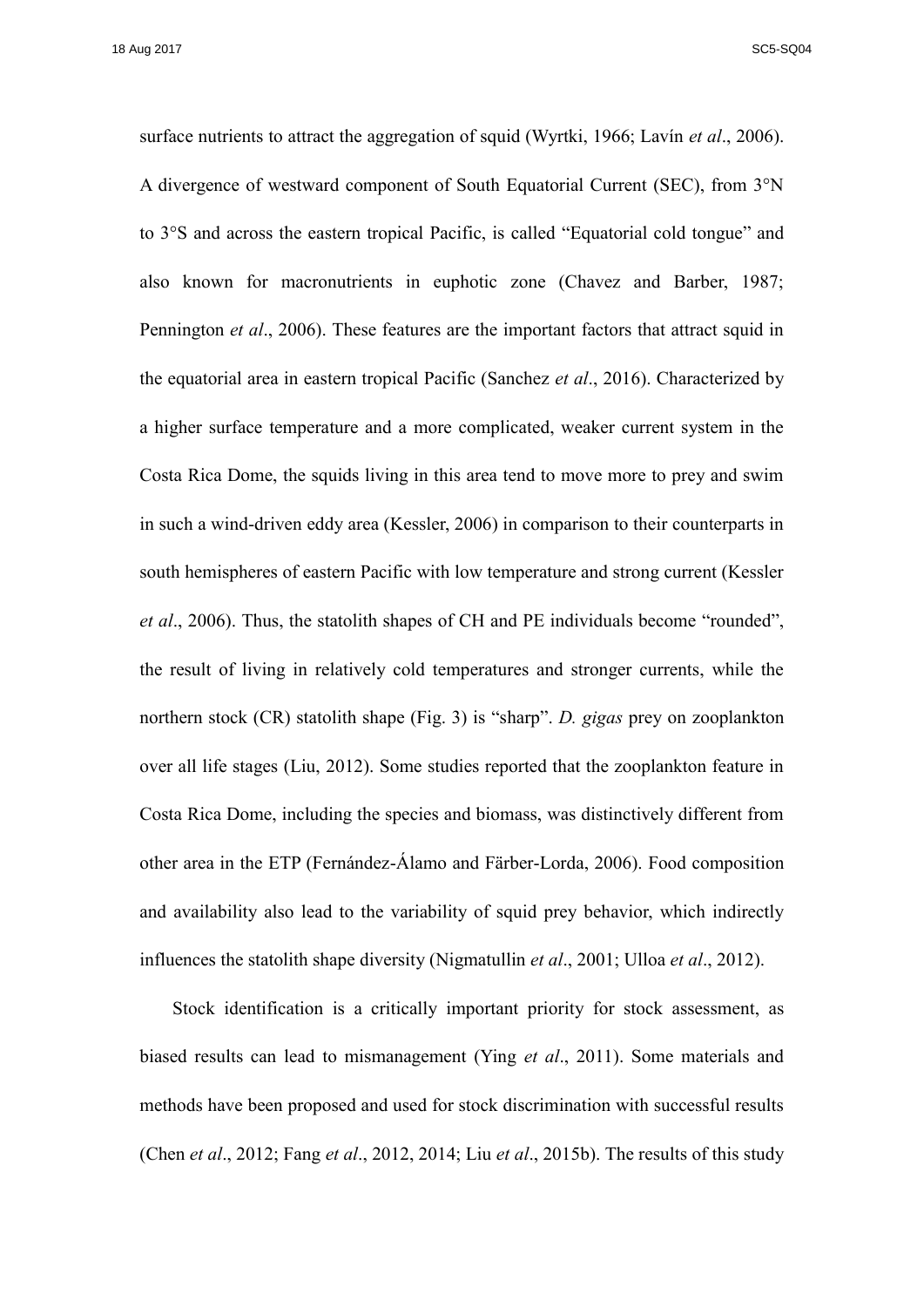surface nutrients to attract the aggregation of squid (Wyrtki, 1966; Lavín *et al*., 2006). A divergence of westward component of South Equatorial Current (SEC), from 3°N to 3°S and across the eastern tropical Pacific, is called "Equatorial cold tongue" and also known for macronutrients in euphotic zone (Chavez and Barber, 1987; Pennington *et al*., 2006). These features are the important factors that attract squid in the equatorial area in eastern tropical Pacific (Sanchez *et al*., 2016). Characterized by a higher surface temperature and a more complicated, weaker current system in the Costa Rica Dome, the squids living in this area tend to move more to prey and swim in such a wind-driven eddy area (Kessler, 2006) in comparison to their counterparts in south hemispheres of eastern Pacific with low temperature and strong current (Kessler *et al*., 2006). Thus, the statolith shapes of CH and PE individuals become "rounded", the result of living in relatively cold temperatures and stronger currents, while the northern stock (CR) statolith shape (Fig. 3) is "sharp". *D. gigas* prey on zooplankton over all life stages (Liu, 2012). Some studies reported that the zooplankton feature in Costa Rica Dome, including the species and biomass, was distinctively different from other area in the ETP (Fernández-Álamo and Färber-Lorda, 2006). Food composition and availability also lead to the variability of squid prey behavior, which indirectly influences the statolith shape diversity (Nigmatullin *et al*., 2001; Ulloa *et al*., 2012).

Stock identification is a critically important priority for stock assessment, as biased results can lead to mismanagement (Ying *et al*., 2011). Some materials and methods have been proposed and used for stock discrimination with successful results (Chen *et al*., 2012; Fang *et al*., 2012, 2014; Liu *et al*., 2015b). The results of this study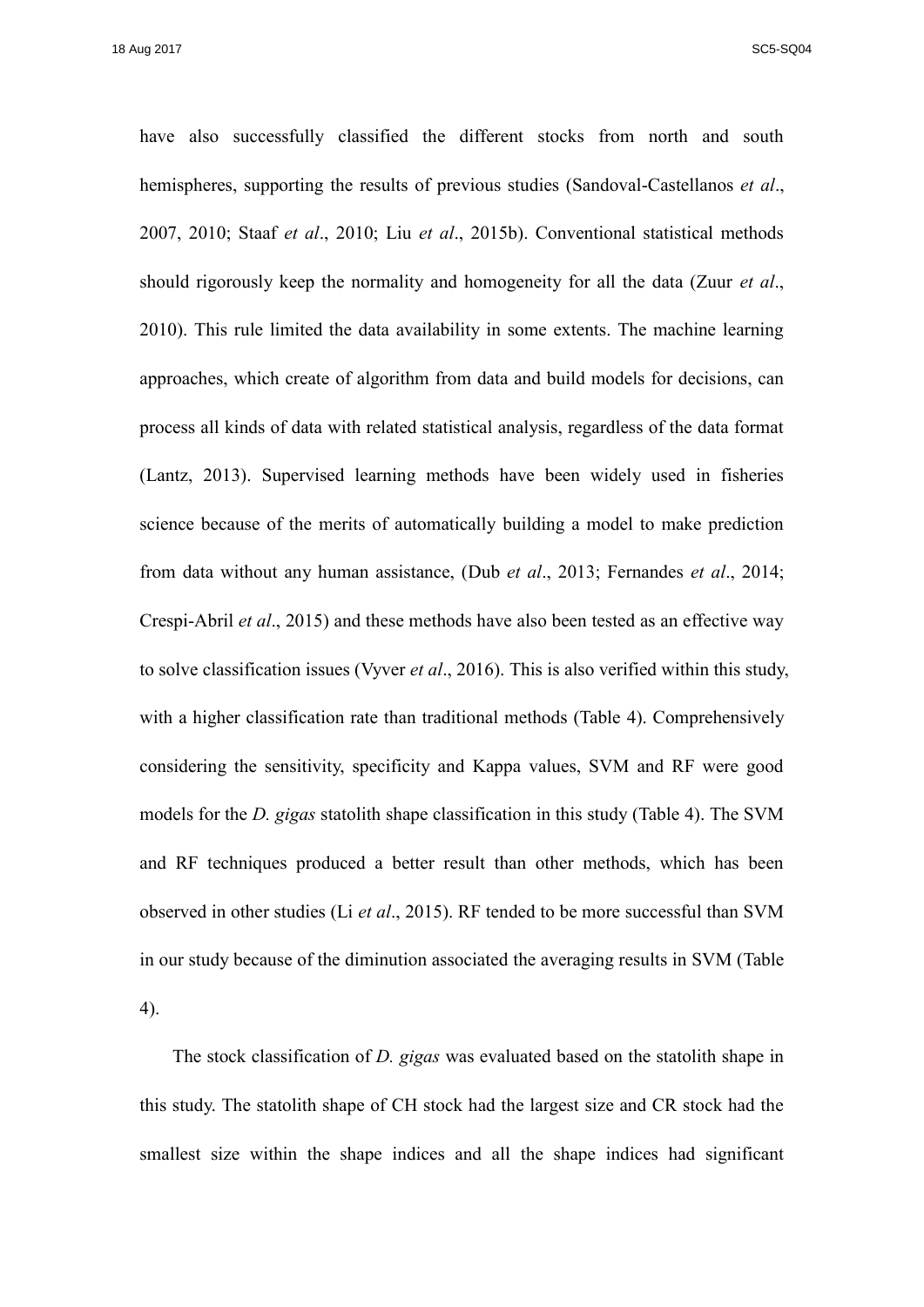have also successfully classified the different stocks from north and south hemispheres, supporting the results of previous studies (Sandoval-Castellanos *et al*., 2007, 2010; Staaf *et al*., 2010; Liu *et al*., 2015b). Conventional statistical methods should rigorously keep the normality and homogeneity for all the data (Zuur *et al*., 2010). This rule limited the data availability in some extents. The machine learning approaches, which create of algorithm from data and build models for decisions, can process all kinds of data with related statistical analysis, regardless of the data format (Lantz, 2013). Supervised learning methods have been widely used in fisheries science because of the merits of automatically building a model to make prediction from data without any human assistance, (Dub *et al*., 2013; Fernandes *et al*., 2014; Crespi-Abril *et al*., 2015) and these methods have also been tested as an effective way to solve classification issues (Vyver *et al*., 2016). This is also verified within this study, with a higher classification rate than traditional methods (Table 4). Comprehensively considering the sensitivity, specificity and Kappa values, SVM and RF were good models for the *D. gigas* statolith shape classification in this study (Table 4). The SVM and RF techniques produced a better result than other methods, which has been observed in other studies (Li *et al*., 2015). RF tended to be more successful than SVM in our study because of the diminution associated the averaging results in SVM (Table 4).

The stock classification of *D. gigas* was evaluated based on the statolith shape in this study. The statolith shape of CH stock had the largest size and CR stock had the smallest size within the shape indices and all the shape indices had significant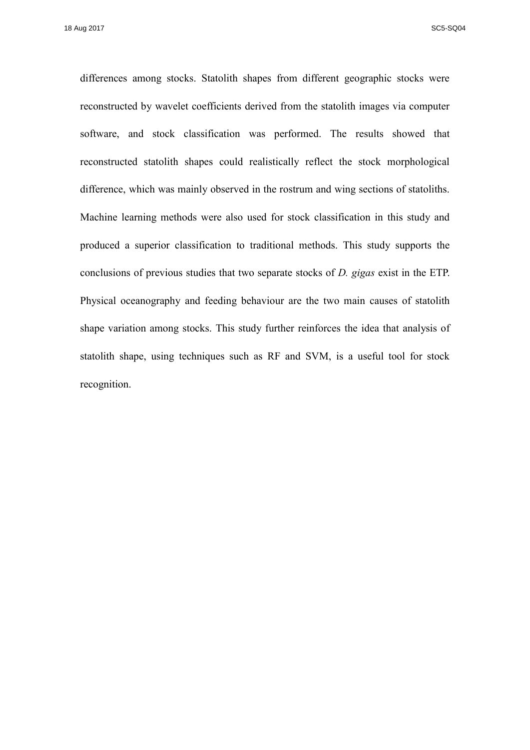differences among stocks. Statolith shapes from different geographic stocks were reconstructed by wavelet coefficients derived from the statolith images via computer software, and stock classification was performed. The results showed that reconstructed statolith shapes could realistically reflect the stock morphological difference, which was mainly observed in the rostrum and wing sections of statoliths. Machine learning methods were also used for stock classification in this study and produced a superior classification to traditional methods. This study supports the conclusions of previous studies that two separate stocks of *D. gigas* exist in the ETP. Physical oceanography and feeding behaviour are the two main causes of statolith shape variation among stocks. This study further reinforces the idea that analysis of statolith shape, using techniques such as RF and SVM, is a useful tool for stock recognition.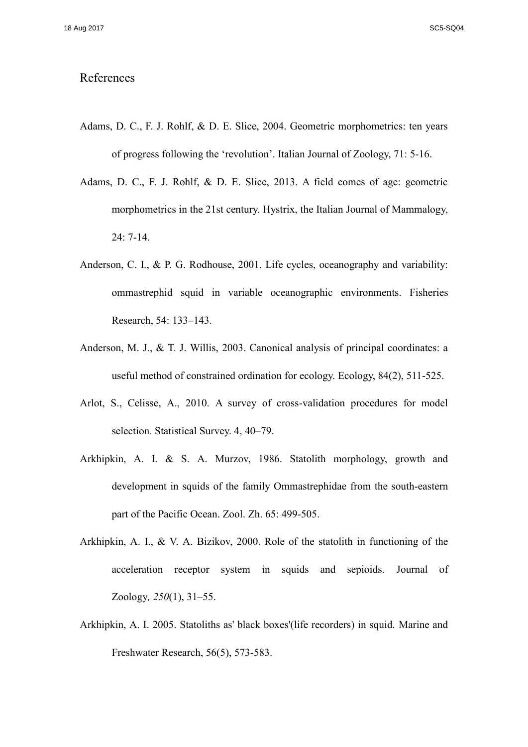# References

Adams, D. C., F. J. Rohlf, & D. E. Slice, 2004. Geometric morphometrics: ten years of progress following the 'revolution'. Italian Journal of Zoology, 71: 5-16.

Adams, D. C., F. J. Rohlf, & D. E. Slice, 2013. A field comes of age: geometric morphometrics in the 21st century. Hystrix, the Italian Journal of Mammalogy, 24: 7-14.

Anderson, C. I., & P. G. Rodhouse, 2001. Life cycles, oceanography and variability: ommastrephid squid in variable oceanographic environments. Fisheries Research, 54: 133–143.

Anderson, M. J., & T. J. Willis, 2003. Canonical analysis of principal coordinates: a useful method of constrained ordination for ecology. Ecology, 84(2), 511-525.

Arlot, S., Celisse, A., 2010. A survey of cross-validation procedures for model selection. Statistical Survey. 4, 40–79.

Arkhipkin, A. I. & S. A. Murzov, 1986. Statolith morphology, growth and development in squids of the family Ommastrephidae from the south-eastern part of the Pacific Ocean. Zool. Zh. 65: 499-505.

Arkhipkin, A. I., & V. A. Bizikov, 2000. Role of the statolith in functioning of the acceleration receptor system in squids and sepioids. Journal of Zoology*, 250*(1), 31–55.

Arkhipkin, A. I. 2005. Statoliths as' black boxes'(life recorders) in squid. Marine and Freshwater Research, 56(5), 573-583.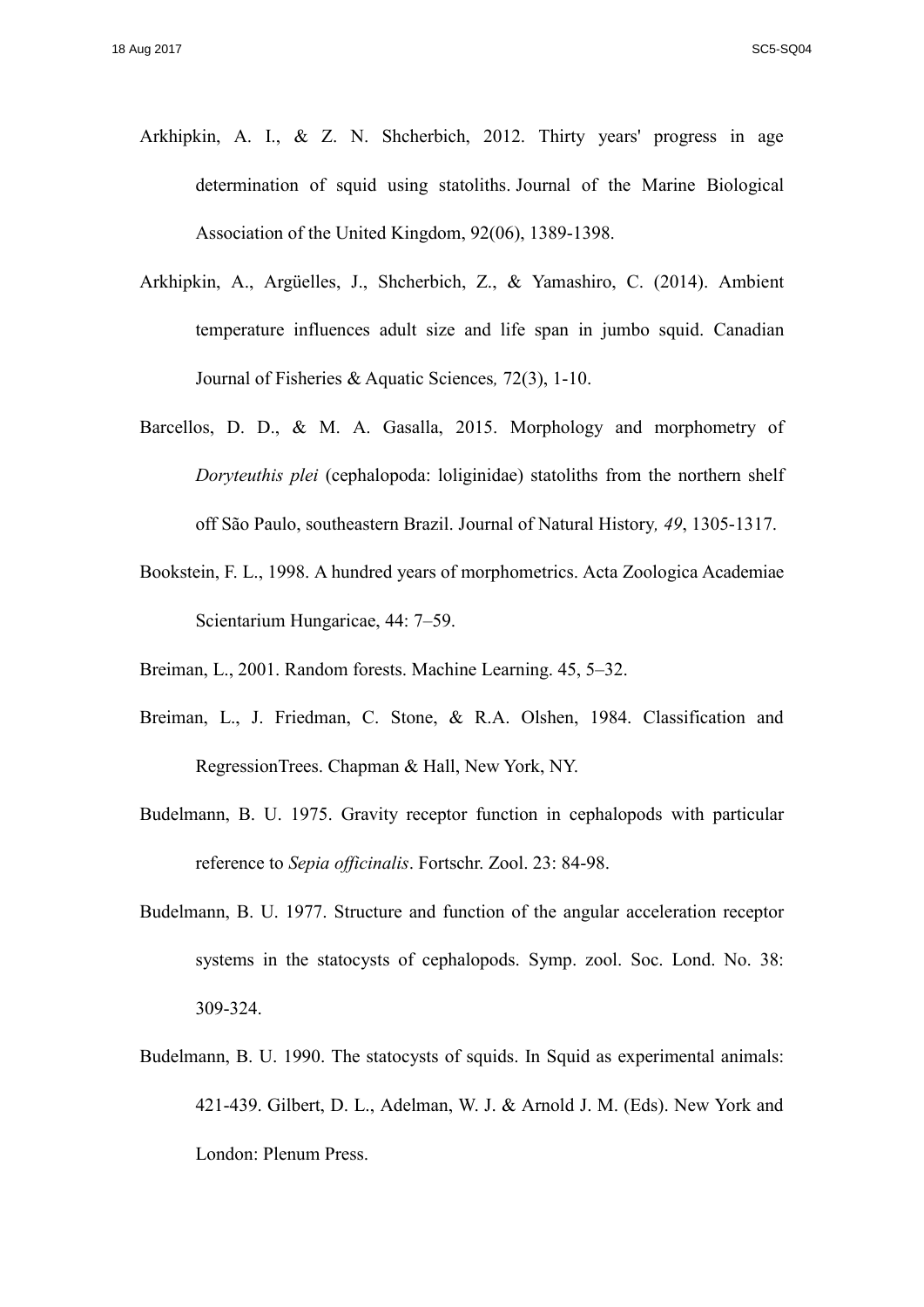Arkhipkin, A. I., & Z. N. Shcherbich, 2012. Thirty years' progress in age determination of squid using statoliths. Journal of the Marine Biological Association of the United Kingdom, 92(06), 1389-1398.

Arkhipkin, A., Argüelles, J., Shcherbich, Z., & Yamashiro, C. (2014). Ambient temperature influences adult size and life span in jumbo squid. Canadian Journal of Fisheries & Aquatic Sciences*,* 72(3), 1-10.

Barcellos, D. D., & M. A. Gasalla, 2015. Morphology and morphometry of *Doryteuthis plei* (cephalopoda: loliginidae) statoliths from the northern shelf off São Paulo, southeastern Brazil. Journal of Natural History*, 49*, 1305-1317.

Bookstein, F. L., 1998. A hundred years of morphometrics. Acta Zoologica Academiae Scientarium Hungaricae, 44: 7–59.

Breiman, L., 2001. Random forests. Machine Learning. 45, 5–32.

Breiman, L., J. Friedman, C. Stone, & R.A. Olshen, 1984. Classification and RegressionTrees. Chapman & Hall, New York, NY.

Budelmann, B. U. 1975. Gravity receptor function in cephalopods with particular reference to *Sepia officinalis*. Fortschr. Zool. 23: 84-98.

Budelmann, B. U. 1977. Structure and function of the angular acceleration receptor systems in the statocysts of cephalopods. Symp. zool. Soc. Lond. No. 38: 309-324.

Budelmann, B. U. 1990. The statocysts of squids. In Squid as experimental animals: 421-439. Gilbert, D. L., Adelman, W. J. & Arnold J. M. (Eds). New York and London: Plenum Press.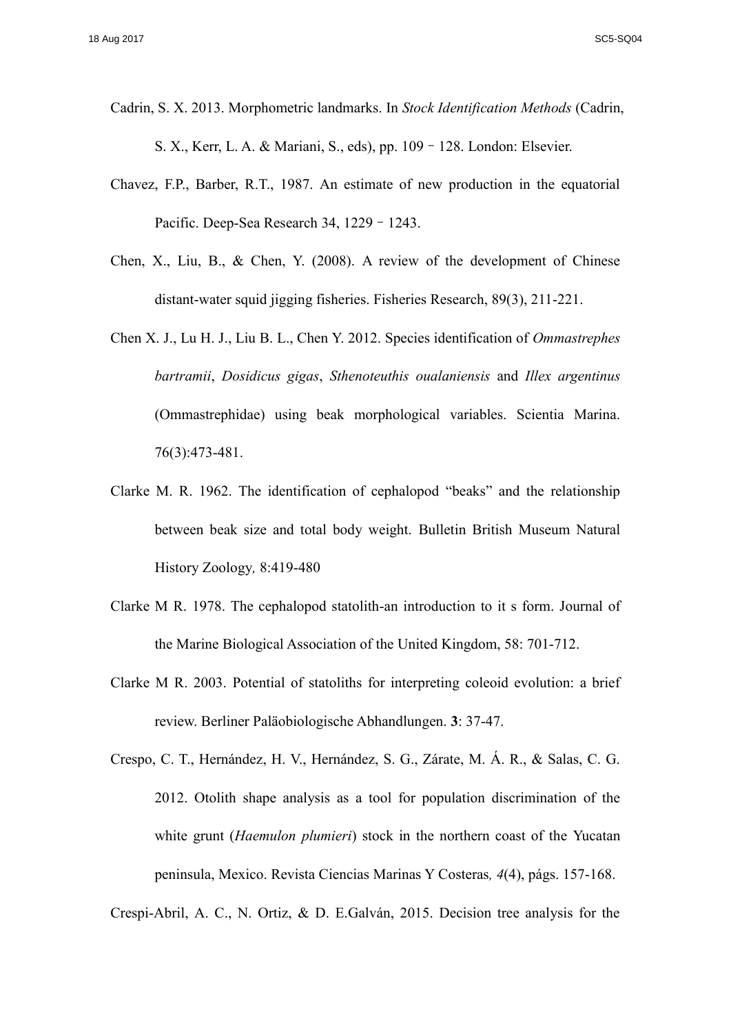Cadrin, S. X. 2013. Morphometric landmarks. In *Stock Identification Methods* (Cadrin, S. X., Kerr, L. A. & Mariani, S., eds), pp. 109–128. London: Elsevier.

Chavez, F.P., Barber, R.T., 1987. An estimate of new production in the equatorial Pacific. Deep-Sea Research 34, 1229–1243.

Chen, X., Liu, B., & Chen, Y. (2008). A review of the development of Chinese distant-water squid jigging fisheries. Fisheries Research, 89(3), 211-221.

Chen X. J., Lu H. J., Liu B. L., Chen Y. 2012. Species identification of *Ommastrephes bartramii*, *Dosidicus gigas*, *Sthenoteuthis oualaniensis* and *Illex argentinus* (Ommastrephidae) using beak morphological variables. Scientia Marina. 76(3):473-481.

Clarke M. R. 1962. The identification of cephalopod "beaks" and the relationship between beak size and total body weight. Bulletin British Museum Natural History Zoology*,* 8:419-480

Clarke M R. 1978. The cephalopod statolith-an introduction to it s form. Journal of the Marine Biological Association of the United Kingdom, 58: 701-712.

Clarke M R. 2003. Potential of statoliths for interpreting coleoid evolution: a brief review. Berliner Paläobiologische Abhandlungen. **3**: 37-47.

Crespo, C. T., Hernández, H. V., Hernández, S. G., Zárate, M. Á. R., & Salas, C. G. 2012. Otolith shape analysis as a tool for population discrimination of the white grunt (*Haemulon plumieri*) stock in the northern coast of the Yucatan peninsula, Mexico. Revista Ciencias Marinas Y Costeras*, 4*(4), págs. 157-168.

Crespi-Abril, A. C., N. Ortiz, & D. E.Galván, 2015. Decision tree analysis for the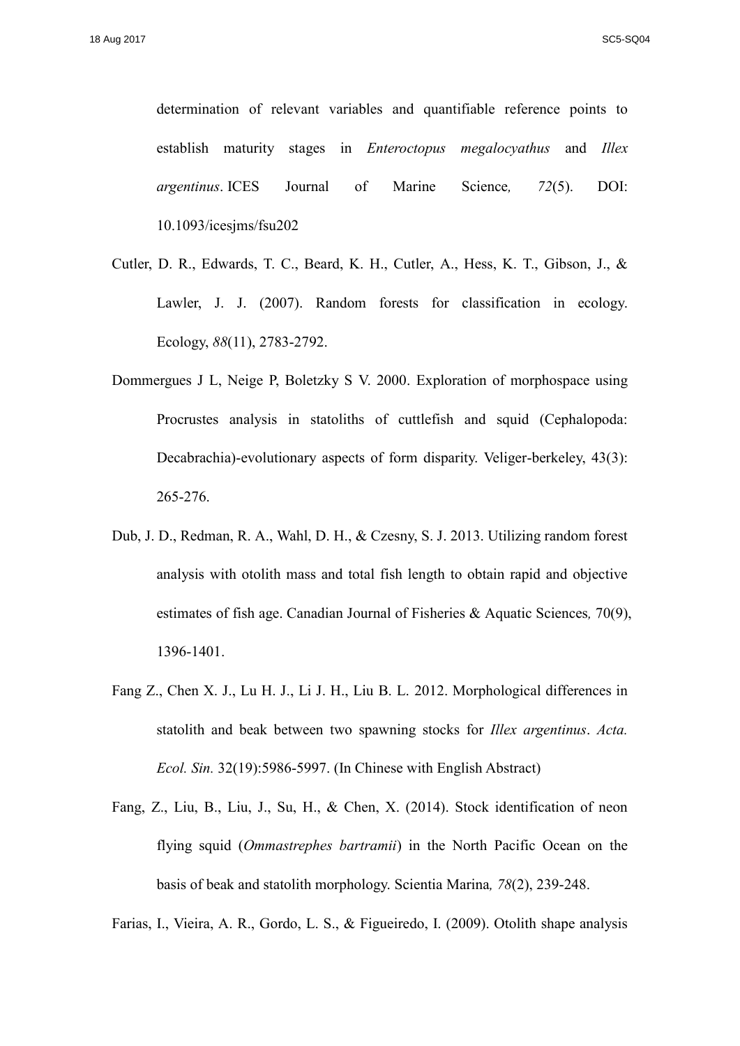determination of relevant variables and quantifiable reference points to establish maturity stages in *Enteroctopus megalocyathus* and *Illex argentinus*. ICES Journal of Marine Science, *72*(5). DOI: 10.1093/icesjms/fsu202

Cutler, D. R., Edwards, T. C., Beard, K. H., Cutler, A., Hess, K. T., Gibson, J., & Lawler, J. J. (2007). Random forests for classification in ecology. Ecology, *88*(11), 2783-2792.

Dommergues J L, Neige P, Boletzky S V. 2000. Exploration of morphospace using Procrustes analysis in statoliths of cuttlefish and squid (Cephalopoda: Decabrachia)-evolutionary aspects of form disparity. Veliger-berkeley, 43(3): 265-276.

Dub, J. D., Redman, R. A., Wahl, D. H., & Czesny, S. J. 2013. Utilizing random forest analysis with otolith mass and total fish length to obtain rapid and objective estimates of fish age. Canadian Journal of Fisheries & Aquatic Sciences, 70(9), 1396-1401.

Fang Z., Chen X. J., Lu H. J., Li J. H., Liu B. L. 2012. Morphological differences in statolith and beak between two spawning stocks for *Illex argentinus*. *Acta. Ecol. Sin.* 32(19):5986-5997. (In Chinese with English Abstract)

Fang, Z., Liu, B., Liu, J., Su, H., & Chen, X. (2014). Stock identification of neon flying squid (*Ommastrephes bartramii*) in the North Pacific Ocean on the basis of beak and statolith morphology. Scientia Marina, *78*(2), 239-248.

Farias, I., Vieira, A. R., Gordo, L. S., & Figueiredo, I. (2009). Otolith shape analysis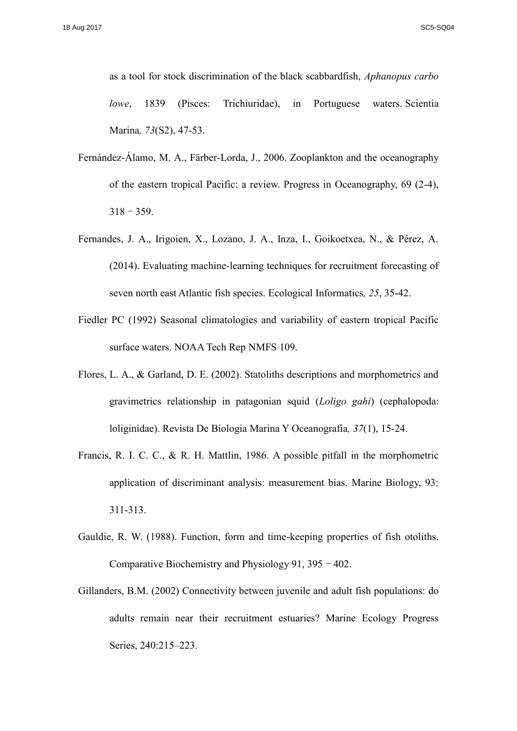as a tool for stock discrimination of the black scabbardfish, *Aphanopus carbo lowe*, 1839 (Pisces: Trichiuridae), in Portuguese waters. Scientia Marina*, 73*(S2), 47-53.

Fernández-Álamo, M. A., Färber-Lorda, J., 2006. Zooplankton and the oceanography of the eastern tropical Pacific: a review. Progress in Oceanography, 69 (2-4), 318 – 359.

Fernandes, J. A., Irigoien, X., Lozano, J. A., Inza, I., Goikoetxea, N., & Pérez, A. (2014). Evaluating machine-learning techniques for recruitment forecasting of seven north east Atlantic fish species. Ecological Informatics*, 25*, 35-42.

Fiedler PC (1992) Seasonal climatologies and variability of eastern tropical Pacific surface waters. NOAA Tech Rep NMFS 109.

Flores, L. A., & Garland, D. E. (2002). Statoliths descriptions and morphometrics and gravimetrics relationship in patagonian squid (*Loligo gahi*) (cephalopoda: loliginidae). Revista De Biologia Marina Y Oceanografia*, 37*(1), 15-24.

Francis, R. I. C. C., & R. H. Mattlin, 1986. A possible pitfall in the morphometric application of discriminant analysis: measurement bias. Marine Biology, 93: 311-313.

Gauldie, R. W. (1988). Function, form and time-keeping properties of fish otoliths. Comparative Biochemistry and Physiology 91, 395 – 402.

Gillanders, B.M. (2002) Connectivity between juvenile and adult fish populations: do adults remain near their recruitment estuaries? Marine Ecology Progress Series, 240:215–223.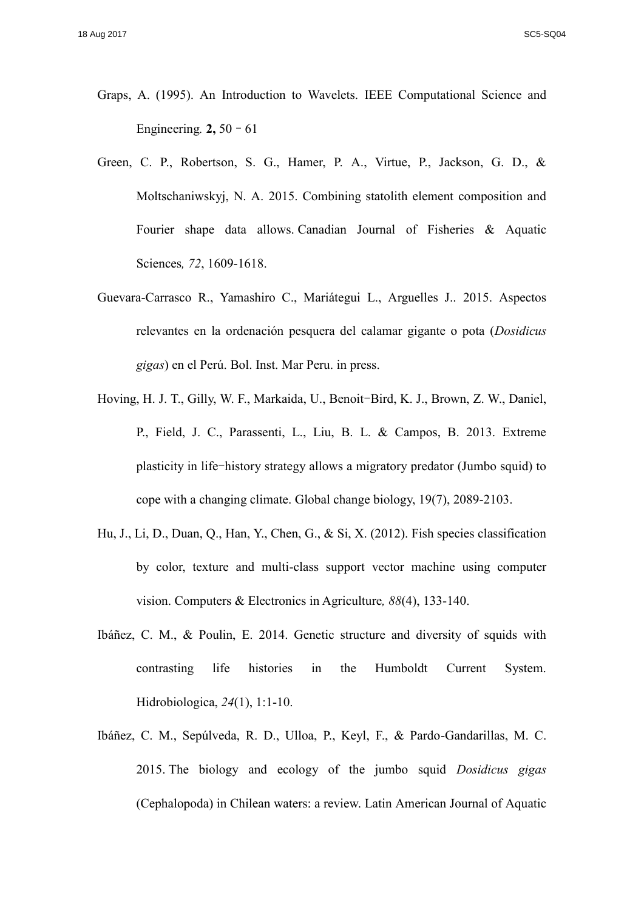Graps, A. (1995). An Introduction to Wavelets. IEEE Computational Science and Engineering. **2,** 50 – 61

Green, C. P., Robertson, S. G., Hamer, P. A., Virtue, P., Jackson, G. D., & Moltschaniwskyj, N. A. 2015. Combining statolith element composition and Fourier shape data allows. Canadian Journal of Fisheries & Aquatic Sciences, *72*, 1609-1618.

Guevara-Carrasco R., Yamashiro C., Mariátegui L., Arguelles J.. 2015. Aspectos relevantes en la ordenación pesquera del calamar gigante o pota (*Dosidicus gigas*) en el Perú. Bol. Inst. Mar Peru. in press.

Hoving, H. J. T., Gilly, W. F., Markaida, U., Benoit-Bird, K. J., Brown, Z. W., Daniel, P., Field, J. C., Parassenti, L., Liu, B. L. & Campos, B. 2013. Extreme plasticity in life-history strategy allows a migratory predator (Jumbo squid) to cope with a changing climate. Global change biology, 19(7), 2089-2103.

Hu, J., Li, D., Duan, Q., Han, Y., Chen, G., & Si, X. (2012). Fish species classification by color, texture and multi-class support vector machine using computer vision. Computers & Electronics in Agriculture, *88*(4), 133-140.

Ibáñez, C. M., & Poulin, E. 2014. Genetic structure and diversity of squids with contrasting life histories in the Humboldt Current System. Hidrobiologica, *24*(1), 1:1-10.

Ibáñez, C. M., Sepúlveda, R. D., Ulloa, P., Keyl, F., & Pardo-Gandarillas, M. C. 2015. The biology and ecology of the jumbo squid *Dosidicus gigas* (Cephalopoda) in Chilean waters: a review. Latin American Journal of Aquatic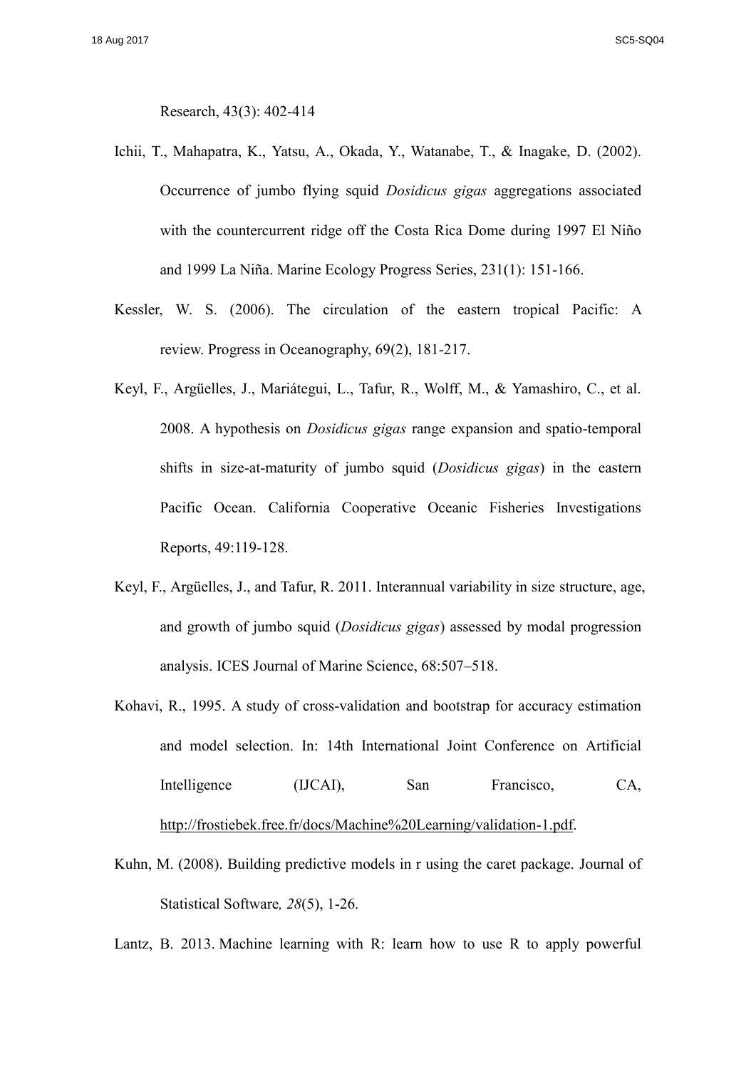Research, 43(3): 402-414

Ichii, T., Mahapatra, K., Yatsu, A., Okada, Y., Watanabe, T., & Inagake, D. (2002). Occurrence of jumbo flying squid *Dosidicus gigas* aggregations associated with the countercurrent ridge off the Costa Rica Dome during 1997 El Niño and 1999 La Niña. Marine Ecology Progress Series, 231(1): 151-166.

Kessler, W. S. (2006). The circulation of the eastern tropical Pacific: A review. Progress in Oceanography, 69(2), 181-217.

Keyl, F., Argüelles, J., Mariátegui, L., Tafur, R., Wolff, M., & Yamashiro, C., et al. 2008. A hypothesis on *Dosidicus gigas* range expansion and spatio-temporal shifts in size-at-maturity of jumbo squid (*Dosidicus gigas*) in the eastern Pacific Ocean. California Cooperative Oceanic Fisheries Investigations Reports, 49:119-128.

Keyl, F., Argüelles, J., and Tafur, R. 2011. Interannual variability in size structure, age, and growth of jumbo squid (*Dosidicus gigas*) assessed by modal progression analysis. ICES Journal of Marine Science, 68:507–518.

Kohavi, R., 1995. A study of cross-validation and bootstrap for accuracy estimation and model selection. In: 14th International Joint Conference on Artificial Intelligence (IJCAI), San Francisco, CA, http://frostiebek.free.fr/docs/Machine%20Learning/validation-1.pdf.

Kuhn, M. (2008). Building predictive models in r using the caret package. Journal of Statistical Software*, 28*(5), 1-26.

Lantz, B. 2013. Machine learning with R: learn how to use R to apply powerful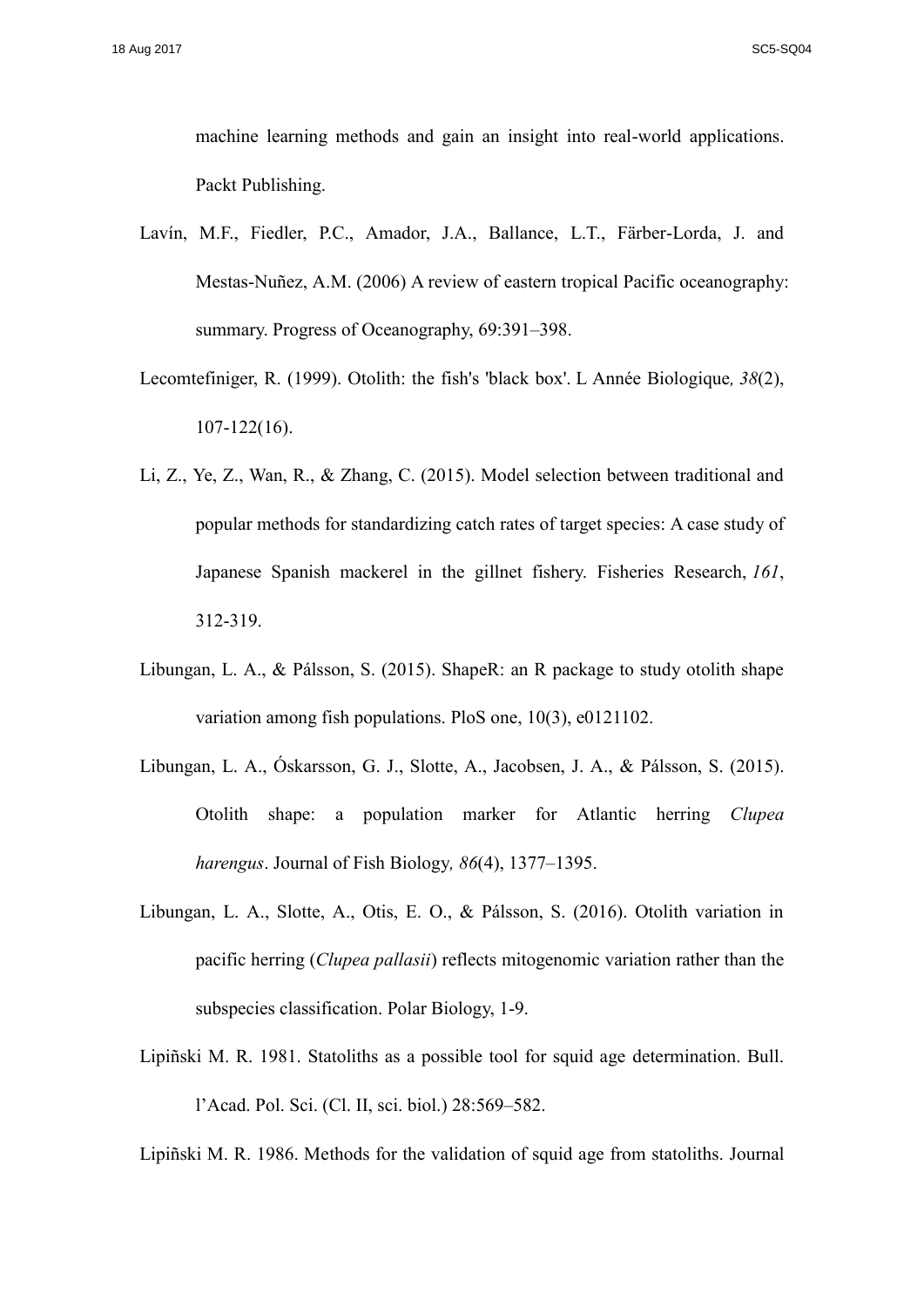machine learning methods and gain an insight into real-world applications. Packt Publishing.

Lavín, M.F., Fiedler, P.C., Amador, J.A., Ballance, L.T., Färber-Lorda, J. and Mestas-Nuñez, A.M. (2006) A review of eastern tropical Pacific oceanography: summary. Progress of Oceanography, 69:391–398.

Lecomtefiniger, R. (1999). Otolith: the fish's 'black box'. L Année Biologique*, 38*(2), 107-122(16).

Li, Z., Ye, Z., Wan, R., & Zhang, C. (2015). Model selection between traditional and popular methods for standardizing catch rates of target species: A case study of Japanese Spanish mackerel in the gillnet fishery. Fisheries Research, *161*, 312-319.

Libungan, L. A., & Pálsson, S. (2015). ShapeR: an R package to study otolith shape variation among fish populations. PloS one, 10(3), e0121102.

Libungan, L. A., Óskarsson, G. J., Slotte, A., Jacobsen, J. A., & Pálsson, S. (2015). Otolith shape: a population marker for Atlantic herring *Clupea harengus*. Journal of Fish Biology*, 86*(4), 1377–1395.

Libungan, L. A., Slotte, A., Otis, E. O., & Pálsson, S. (2016). Otolith variation in pacific herring (*Clupea pallasii*) reflects mitogenomic variation rather than the subspecies classification. Polar Biology, 1-9.

Lipiñski M. R. 1981. Statoliths as a possible tool for squid age determination. Bull. l'Acad. Pol. Sci. (Cl. II, sci. biol.) 28:569–582.

Lipiñski M. R. 1986. Methods for the validation of squid age from statoliths. Journal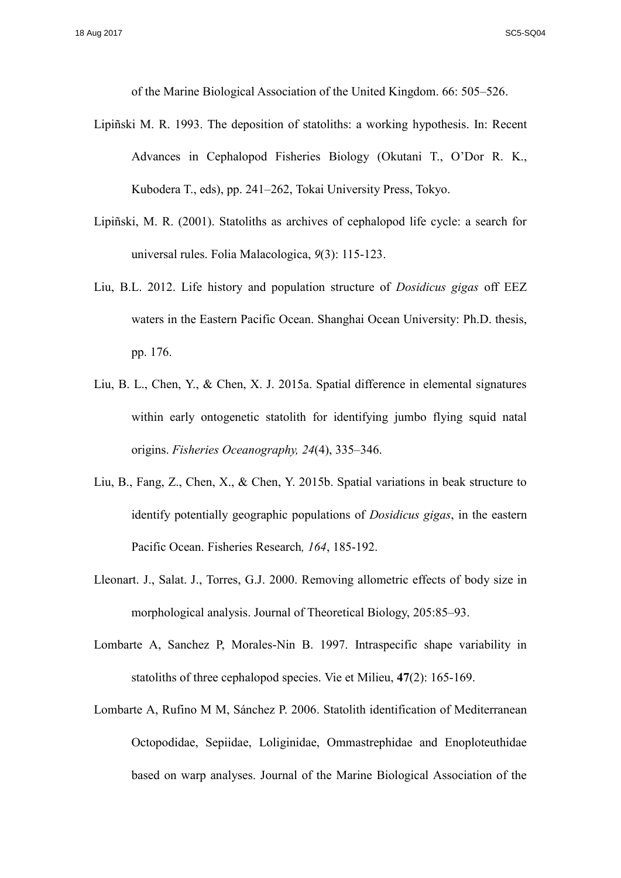of the Marine Biological Association of the United Kingdom. 66: 505–526.

Lipiñski M. R. 1993. The deposition of statoliths: a working hypothesis. In: Recent Advances in Cephalopod Fisheries Biology (Okutani T., O'Dor R. K., Kubodera T., eds), pp. 241–262, Tokai University Press, Tokyo.

Lipiñski, M. R. (2001). Statoliths as archives of cephalopod life cycle: a search for universal rules. Folia Malacologica, *9*(3): 115-123.

Liu, B.L. 2012. Life history and population structure of *Dosidicus gigas* off EEZ waters in the Eastern Pacific Ocean. Shanghai Ocean University: Ph.D. thesis, pp. 176.

Liu, B. L., Chen, Y., & Chen, X. J. 2015a. Spatial difference in elemental signatures within early ontogenetic statolith for identifying jumbo flying squid natal origins. *Fisheries Oceanography, 24*(4), 335–346.

Liu, B., Fang, Z., Chen, X., & Chen, Y. 2015b. Spatial variations in beak structure to identify potentially geographic populations of *Dosidicus gigas*, in the eastern Pacific Ocean. Fisheries Research*, 164*, 185-192.

Lleonart. J., Salat. J., Torres, G.J. 2000. Removing allometric effects of body size in morphological analysis. Journal of Theoretical Biology, 205:85–93.

Lombarte A, Sanchez P, Morales-Nin B. 1997. Intraspecific shape variability in statoliths of three cephalopod species. Vie et Milieu, **47**(2): 165-169.

Lombarte A, Rufino M M, Sánchez P. 2006. Statolith identification of Mediterranean Octopodidae, Sepiidae, Loliginidae, Ommastrephidae and Enoploteuthidae based on warp analyses. Journal of the Marine Biological Association of the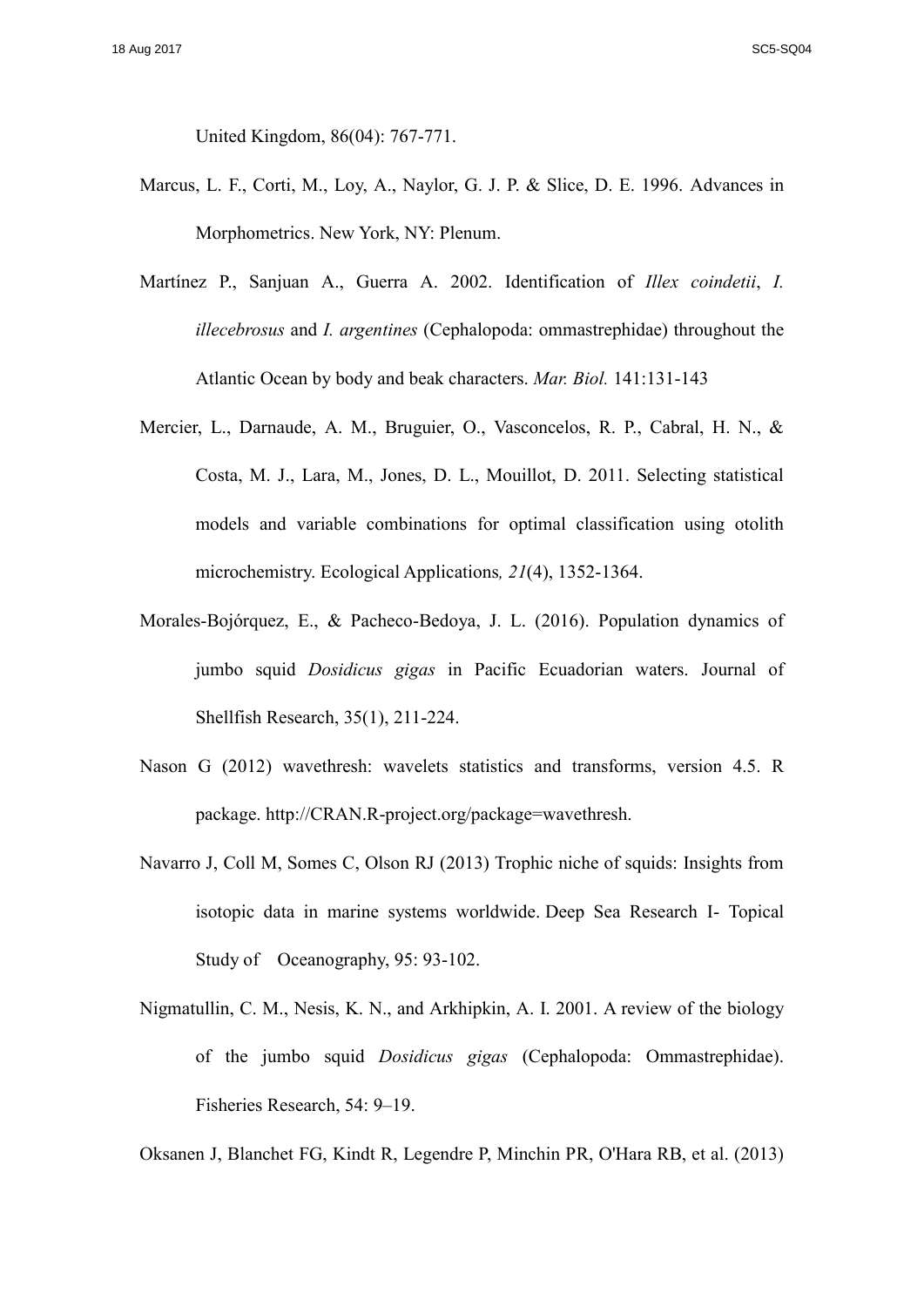United Kingdom, 86(04): 767-771.

Marcus, L. F., Corti, M., Loy, A., Naylor, G. J. P. & Slice, D. E. 1996. Advances in Morphometrics. New York, NY: Plenum.

Martínez P., Sanjuan A., Guerra A. 2002. Identification of *Illex coindetii*, *I. illecebrosus* and *I. argentines* (Cephalopoda: ommastrephidae) throughout the Atlantic Ocean by body and beak characters. *Mar. Biol.* 141:131-143

Mercier, L., Darnaude, A. M., Bruguier, O., Vasconcelos, R. P., Cabral, H. N., & Costa, M. J., Lara, M., Jones, D. L., Mouillot, D. 2011. Selecting statistical models and variable combinations for optimal classification using otolith microchemistry. Ecological Applications*, 21*(4), 1352-1364.

Morales-Bojórquez, E., & Pacheco-Bedoya, J. L. (2016). Population dynamics of jumbo squid *Dosidicus gigas* in Pacific Ecuadorian waters. Journal of Shellfish Research, 35(1), 211-224.

Nason G (2012) wavethresh: wavelets statistics and transforms, version 4.5. R package. http://CRAN.R-project.org/package=wavethresh.

Navarro J, Coll M, Somes C, Olson RJ (2013) Trophic niche of squids: Insights from isotopic data in marine systems worldwide. Deep Sea Research I- Topical Study of Oceanography, 95: 93-102.

Nigmatullin, C. M., Nesis, K. N., and Arkhipkin, A. I. 2001. A review of the biology of the jumbo squid *Dosidicus gigas* (Cephalopoda: Ommastrephidae). Fisheries Research, 54: 9–19.

Oksanen J, Blanchet FG, Kindt R, Legendre P, Minchin PR, O'Hara RB, et al. (2013)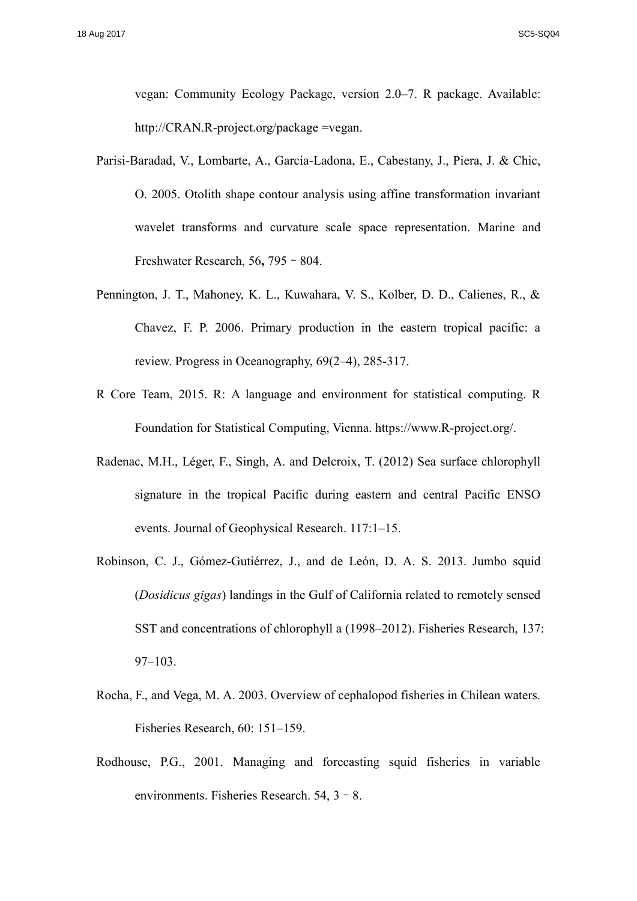vegan: Community Ecology Package, version 2.0–7. R package. Available: http://CRAN.R-project.org/package =vegan.

Parisi-Baradad, V., Lombarte, A., Garcia-Ladona, E., Cabestany, J., Piera, J. & Chic, O. 2005. Otolith shape contour analysis using affine transformation invariant wavelet transforms and curvature scale space representation. Marine and Freshwater Research, 56**,** 795 – 804.

Pennington, J. T., Mahoney, K. L., Kuwahara, V. S., Kolber, D. D., Calienes, R., & Chavez, F. P. 2006. Primary production in the eastern tropical pacific: a review. Progress in Oceanography, 69(2–4), 285-317.

R Core Team, 2015. R: A language and environment for statistical computing. R Foundation for Statistical Computing, Vienna. https://www.R-project.org/.

Radenac, M.H., Léger, F., Singh, A. and Delcroix, T. (2012) Sea surface chlorophyll signature in the tropical Pacific during eastern and central Pacific ENSO events. Journal of Geophysical Research. 117:1–15.

Robinson, C. J., Gómez-Gutiérrez, J., and de León, D. A. S. 2013. Jumbo squid (*Dosidicus gigas*) landings in the Gulf of California related to remotely sensed SST and concentrations of chlorophyll a (1998–2012). Fisheries Research, 137: 97–103.

Rocha, F., and Vega, M. A. 2003. Overview of cephalopod fisheries in Chilean waters. Fisheries Research, 60: 151–159.

Rodhouse, P.G., 2001. Managing and forecasting squid fisheries in variable environments. Fisheries Research. 54, 3 – 8.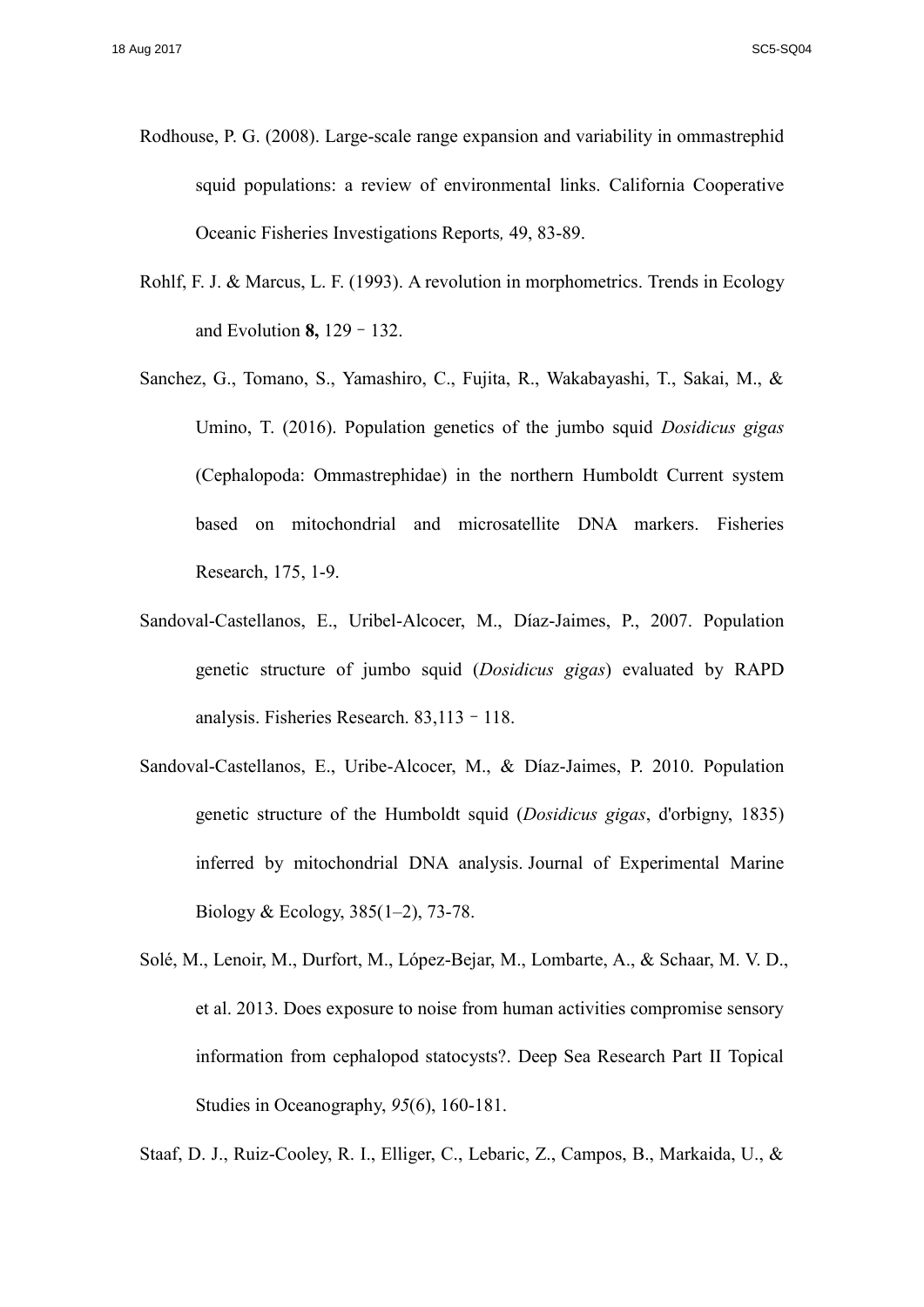Rodhouse, P. G. (2008). Large-scale range expansion and variability in ommastrephid squid populations: a review of environmental links. California Cooperative Oceanic Fisheries Investigations Reports*,* 49, 83-89.

Rohlf, F. J. & Marcus, L. F. (1993). A revolution in morphometrics. Trends in Ecology and Evolution **8,** 129–132.

Sanchez, G., Tomano, S., Yamashiro, C., Fujita, R., Wakabayashi, T., Sakai, M., & Umino, T. (2016). Population genetics of the jumbo squid *Dosidicus gigas* (Cephalopoda: Ommastrephidae) in the northern Humboldt Current system based on mitochondrial and microsatellite DNA markers. Fisheries Research, 175, 1-9.

Sandoval-Castellanos, E., Uribel-Alcocer, M., Díaz-Jaimes, P., 2007. Population genetic structure of jumbo squid (*Dosidicus gigas*) evaluated by RAPD analysis. Fisheries Research. 83,113–118.

Sandoval-Castellanos, E., Uribe-Alcocer, M., & Díaz-Jaimes, P. 2010. Population genetic structure of the Humboldt squid (*Dosidicus gigas*, d'orbigny, 1835) inferred by mitochondrial DNA analysis. Journal of Experimental Marine Biology & Ecology, 385(1–2), 73-78.

Solé, M., Lenoir, M., Durfort, M., López-Bejar, M., Lombarte, A., & Schaar, M. V. D., et al. 2013. Does exposure to noise from human activities compromise sensory information from cephalopod statocysts?. Deep Sea Research Part II Topical Studies in Oceanography, *95*(6), 160-181.

Staaf, D. J., Ruiz-Cooley, R. I., Elliger, C., Lebaric, Z., Campos, B., Markaida, U., &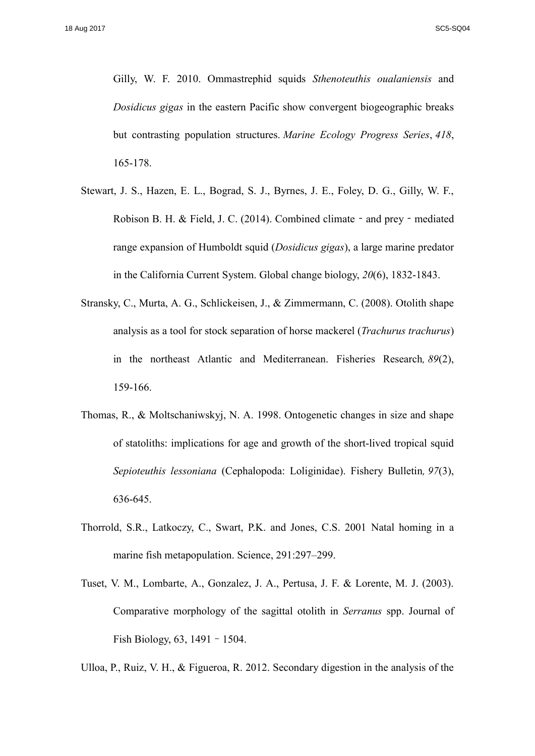Gilly, W. F. 2010. Ommastrephid squids *Sthenoteuthis oualaniensis* and *Dosidicus gigas* in the eastern Pacific show convergent biogeographic breaks but contrasting population structures. *Marine Ecology Progress Series*, *418*, 165-178.

Stewart, J. S., Hazen, E. L., Bograd, S. J., Byrnes, J. E., Foley, D. G., Gilly, W. F., Robison B. H. & Field, J. C. (2014). Combined climate - and prey - mediated range expansion of Humboldt squid (*Dosidicus gigas*), a large marine predator in the California Current System. Global change biology, *20*(6), 1832-1843.

Stransky, C., Murta, A. G., Schlickeisen, J., & Zimmermann, C. (2008). Otolith shape analysis as a tool for stock separation of horse mackerel (*Trachurus trachurus*) in the northeast Atlantic and Mediterranean. Fisheries Research*, 89*(2), 159-166.

Thomas, R., & Moltschaniwskyj, N. A. 1998. Ontogenetic changes in size and shape of statoliths: implications for age and growth of the short-lived tropical squid *Sepioteuthis lessoniana* (Cephalopoda: Loliginidae). Fishery Bulletin*, 97*(3), 636-645.

Thorrold, S.R., Latkoczy, C., Swart, P.K. and Jones, C.S. 2001 Natal homing in a marine fish metapopulation. Science, 291:297–299.

Tuset, V. M., Lombarte, A., Gonzalez, J. A., Pertusa, J. F. & Lorente, M. J. (2003). Comparative morphology of the sagittal otolith in *Serranus* spp. Journal of Fish Biology, 63, 1491 - 1504.

Ulloa, P., Ruiz, V. H., & Figueroa, R. 2012. Secondary digestion in the analysis of the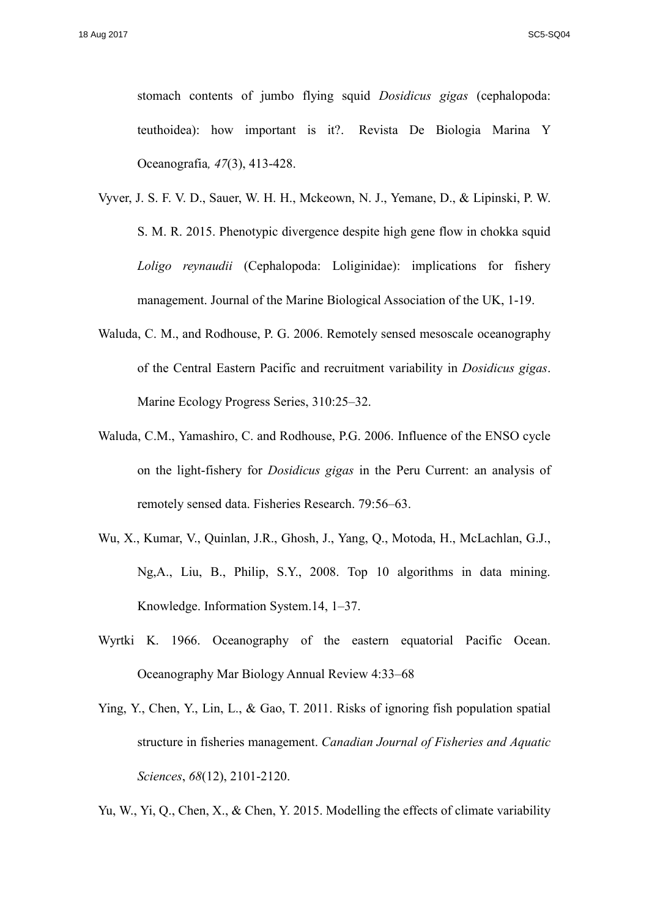stomach contents of jumbo flying squid *Dosidicus gigas* (cephalopoda: teuthoidea): how important is it?. Revista De Biologia Marina Y Oceanografia*, 47*(3), 413-428.

Vyver, J. S. F. V. D., Sauer, W. H. H., Mckeown, N. J., Yemane, D., & Lipinski, P. W. S. M. R. 2015. Phenotypic divergence despite high gene flow in chokka squid *Loligo reynaudii* (Cephalopoda: Loliginidae): implications for fishery management. Journal of the Marine Biological Association of the UK, 1-19.

Waluda, C. M., and Rodhouse, P. G. 2006. Remotely sensed mesoscale oceanography of the Central Eastern Pacific and recruitment variability in *Dosidicus gigas*. Marine Ecology Progress Series, 310:25–32.

Waluda, C.M., Yamashiro, C. and Rodhouse, P.G. 2006. Influence of the ENSO cycle on the light-fishery for *Dosidicus gigas* in the Peru Current: an analysis of remotely sensed data. Fisheries Research. 79:56–63.

Wu, X., Kumar, V., Quinlan, J.R., Ghosh, J., Yang, Q., Motoda, H., McLachlan, G.J., Ng,A., Liu, B., Philip, S.Y., 2008. Top 10 algorithms in data mining. Knowledge. Information System.14, 1–37.

Wyrtki K. 1966. Oceanography of the eastern equatorial Pacific Ocean. Oceanography Mar Biology Annual Review 4:33–68

Ying, Y., Chen, Y., Lin, L., & Gao, T. 2011. Risks of ignoring fish population spatial structure in fisheries management. *Canadian Journal of Fisheries and Aquatic Sciences*, *68*(12), 2101-2120.

Yu, W., Yi, Q., Chen, X., & Chen, Y. 2015. Modelling the effects of climate variability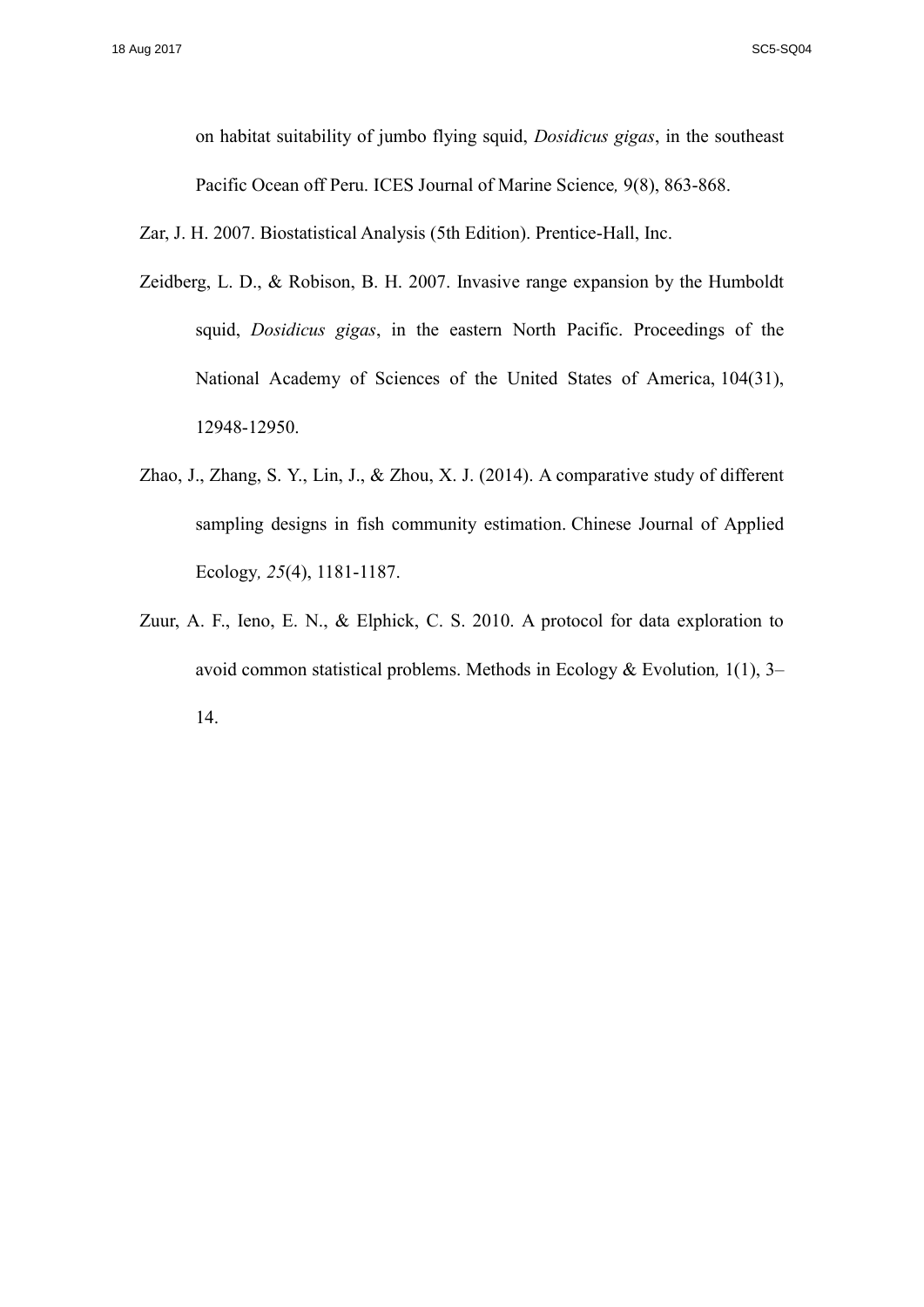on habitat suitability of jumbo flying squid, *Dosidicus gigas*, in the southeast Pacific Ocean off Peru. ICES Journal of Marine Science*,* 9(8), 863-868.

Zar, J. H. 2007. Biostatistical Analysis (5th Edition). Prentice-Hall, Inc.

Zeidberg, L. D., & Robison, B. H. 2007. Invasive range expansion by the Humboldt squid, *Dosidicus gigas*, in the eastern North Pacific. Proceedings of the National Academy of Sciences of the United States of America, 104(31), 12948-12950.

Zhao, J., Zhang, S. Y., Lin, J., & Zhou, X. J. (2014). A comparative study of different sampling designs in fish community estimation. Chinese Journal of Applied Ecology*, 25*(4), 1181-1187.

Zuur, A. F., Ieno, E. N., & Elphick, C. S. 2010. A protocol for data exploration to avoid common statistical problems. Methods in Ecology & Evolution*,* 1(1), 3–14.